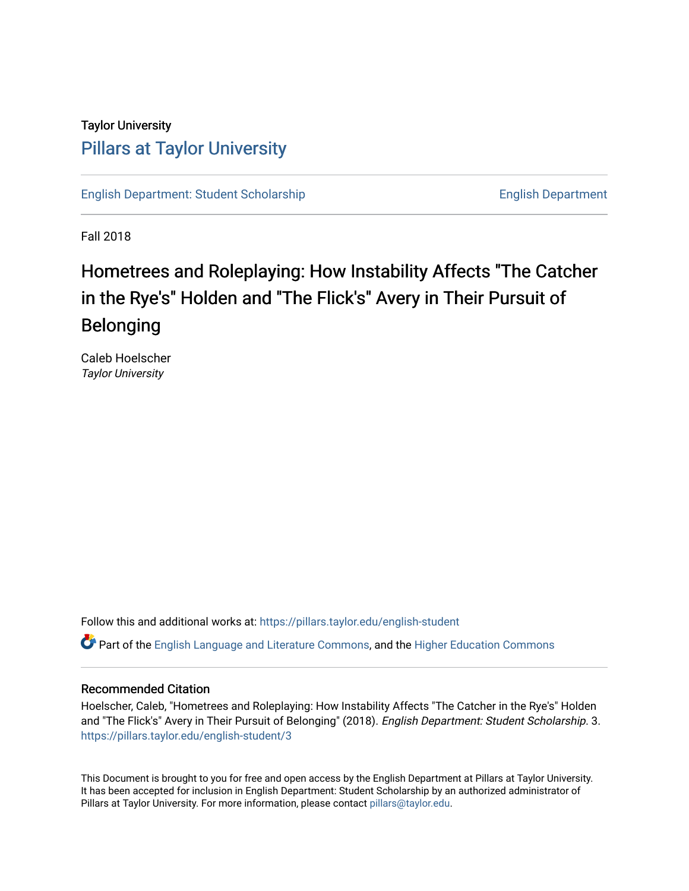Taylor University

# Pillars at Taylor University

English Department: Student Scholarship | English Department

Fall 2018

# Hometrees and Roleplaying: How Instability Affects "The Catcher in the Rye's" Holden and "The Flick's" Avery in Their Pursuit of Belonging

Caleb Hoelscher
*Taylor University*

Follow this and additional works at: https://pillars.taylor.edu/english-student

Part of the English Language and Literature Commons, and the Higher Education Commons

## Recommended Citation

Hoelscher, Caleb, "Hometrees and Roleplaying: How Instability Affects "The Catcher in the Rye's" Holden and "The Flick's" Avery in Their Pursuit of Belonging" (2018). *English Department: Student Scholarship*. 3.
https://pillars.taylor.edu/english-student/3

This Document is brought to you for free and open access by the English Department at Pillars at Taylor University. It has been accepted for inclusion in English Department: Student Scholarship by an authorized administrator of Pillars at Taylor University. For more information, please contact pillars@taylor.edu.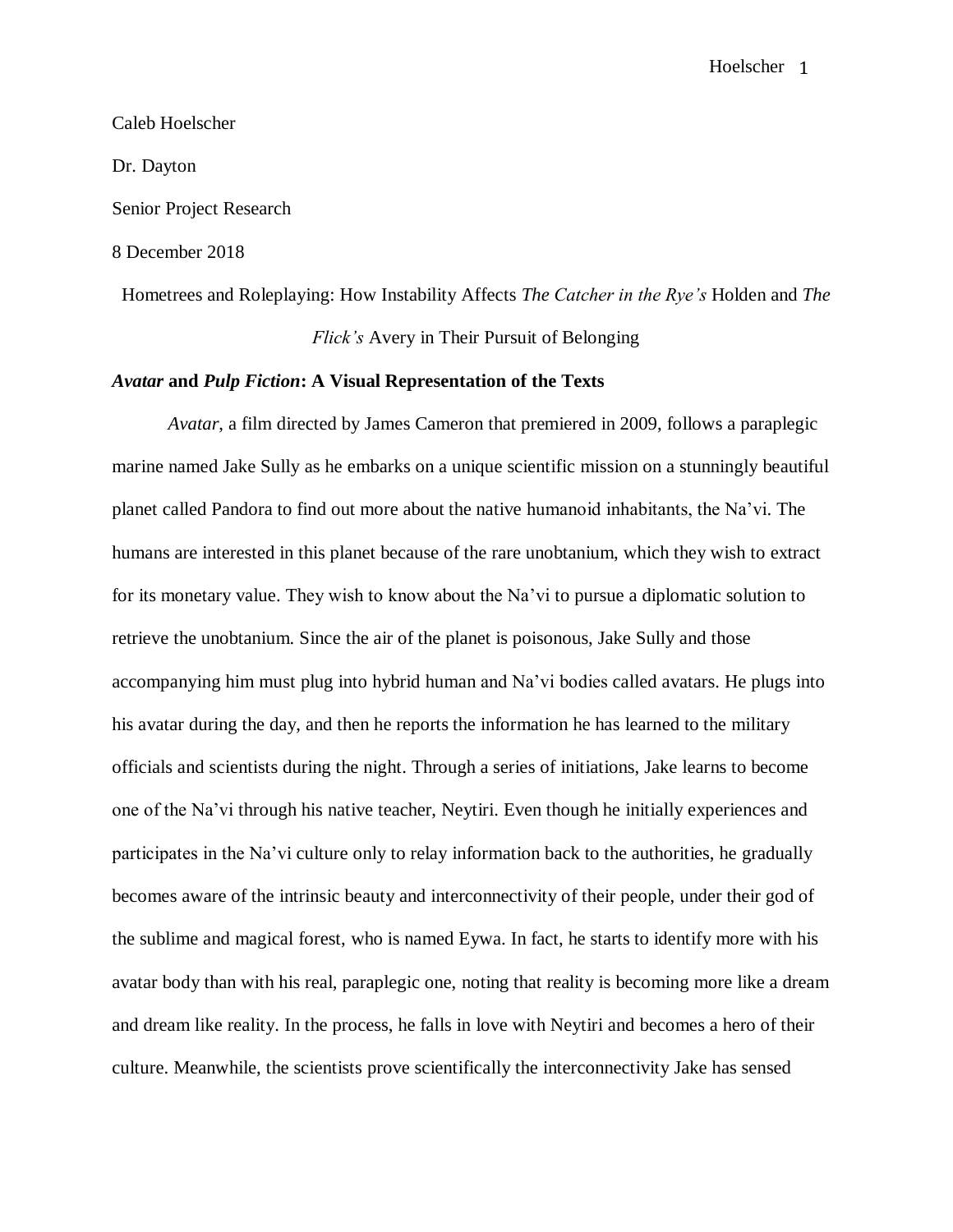Caleb Hoelscher

Dr. Dayton

Senior Project Research

8 December 2018

Hometrees and Roleplaying: How Instability Affects *The Catcher in the Rye's* Holden and *The Flick's* Avery in Their Pursuit of Belonging

### *Avatar* and *Pulp Fiction*: A Visual Representation of the Texts

*Avatar*, a film directed by James Cameron that premiered in 2009, follows a paraplegic marine named Jake Sully as he embarks on a unique scientific mission on a stunningly beautiful planet called Pandora to find out more about the native humanoid inhabitants, the Na'vi. The humans are interested in this planet because of the rare unobtanium, which they wish to extract for its monetary value. They wish to know about the Na'vi to pursue a diplomatic solution to retrieve the unobtanium. Since the air of the planet is poisonous, Jake Sully and those accompanying him must plug into hybrid human and Na'vi bodies called avatars. He plugs into his avatar during the day, and then he reports the information he has learned to the military officials and scientists during the night. Through a series of initiations, Jake learns to become one of the Na'vi through his native teacher, Neytiri. Even though he initially experiences and participates in the Na'vi culture only to relay information back to the authorities, he gradually becomes aware of the intrinsic beauty and interconnectivity of their people, under their god of the sublime and magical forest, who is named Eywa. In fact, he starts to identify more with his avatar body than with his real, paraplegic one, noting that reality is becoming more like a dream and dream like reality. In the process, he falls in love with Neytiri and becomes a hero of their culture. Meanwhile, the scientists prove scientifically the interconnectivity Jake has sensed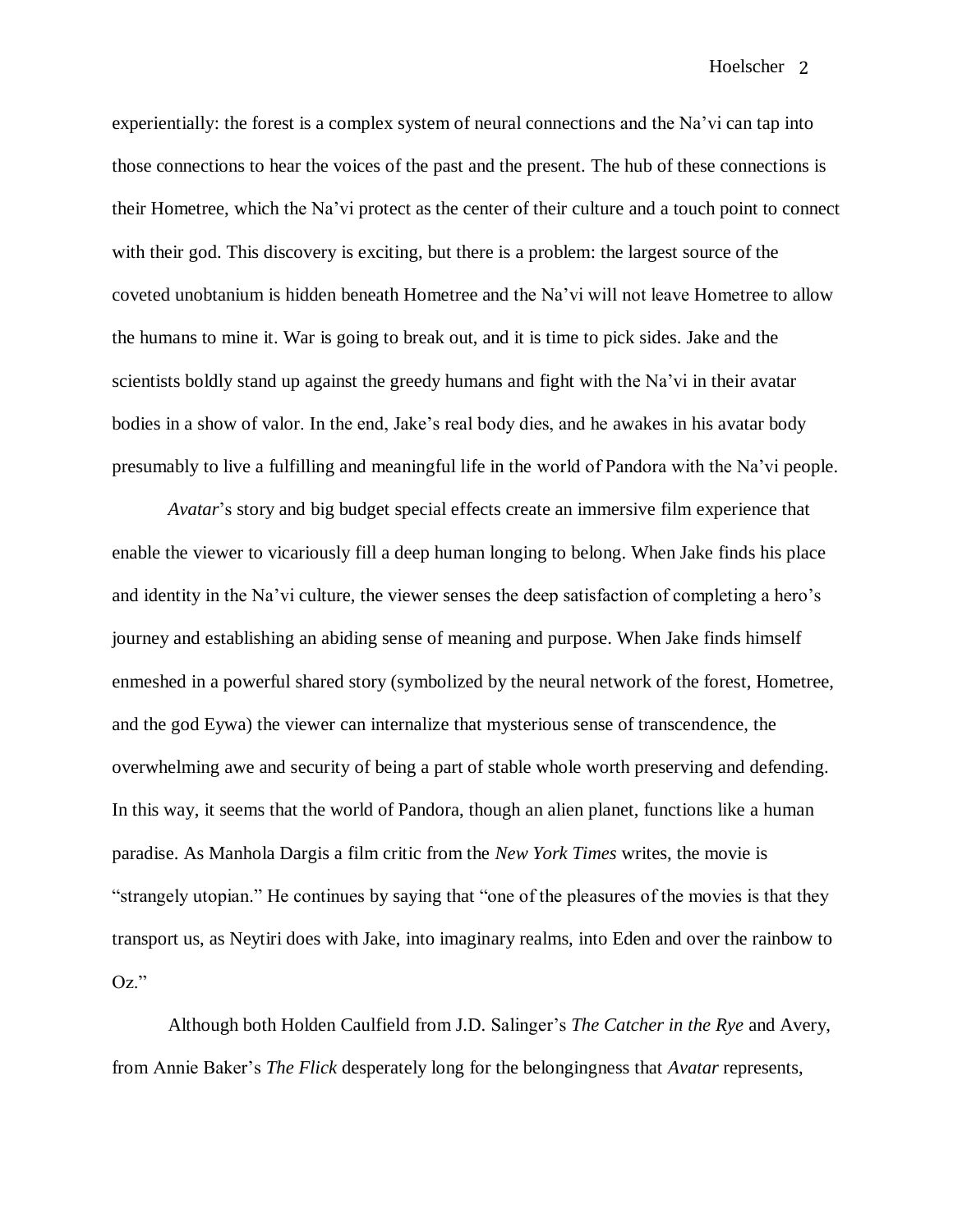experientially: the forest is a complex system of neural connections and the Na'vi can tap into those connections to hear the voices of the past and the present. The hub of these connections is their Hometree, which the Na'vi protect as the center of their culture and a touch point to connect with their god. This discovery is exciting, but there is a problem: the largest source of the coveted unobtanium is hidden beneath Hometree and the Na'vi will not leave Hometree to allow the humans to mine it. War is going to break out, and it is time to pick sides. Jake and the scientists boldly stand up against the greedy humans and fight with the Na'vi in their avatar bodies in a show of valor. In the end, Jake's real body dies, and he awakes in his avatar body presumably to live a fulfilling and meaningful life in the world of Pandora with the Na'vi people.

*Avatar*'s story and big budget special effects create an immersive film experience that enable the viewer to vicariously fill a deep human longing to belong. When Jake finds his place and identity in the Na'vi culture, the viewer senses the deep satisfaction of completing a hero's journey and establishing an abiding sense of meaning and purpose. When Jake finds himself enmeshed in a powerful shared story (symbolized by the neural network of the forest, Hometree, and the god Eywa) the viewer can internalize that mysterious sense of transcendence, the overwhelming awe and security of being a part of stable whole worth preserving and defending. In this way, it seems that the world of Pandora, though an alien planet, functions like a human paradise. As Manhola Dargis a film critic from the *New York Times* writes, the movie is "strangely utopian." He continues by saying that "one of the pleasures of the movies is that they transport us, as Neytiri does with Jake, into imaginary realms, into Eden and over the rainbow to Oz."

Although both Holden Caulfield from J.D. Salinger's *The Catcher in the Rye* and Avery, from Annie Baker's *The Flick* desperately long for the belongingness that *Avatar* represents,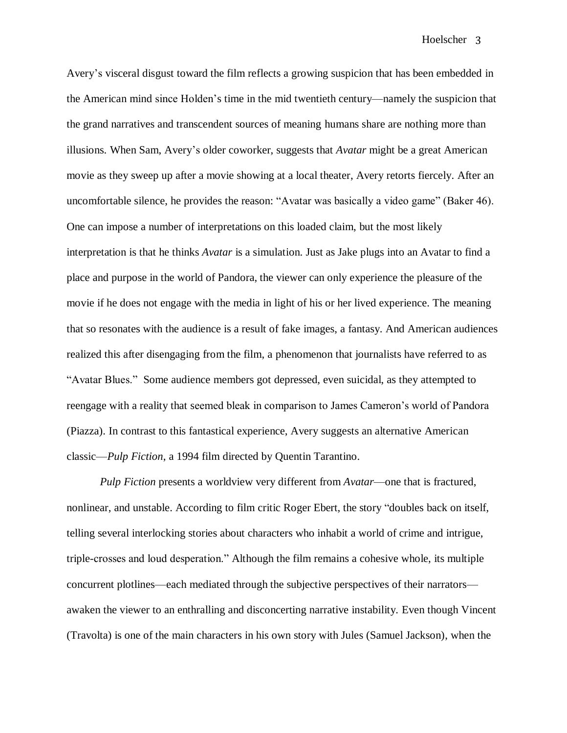Avery's visceral disgust toward the film reflects a growing suspicion that has been embedded in the American mind since Holden's time in the mid twentieth century—namely the suspicion that the grand narratives and transcendent sources of meaning humans share are nothing more than illusions. When Sam, Avery's older coworker, suggests that *Avatar* might be a great American movie as they sweep up after a movie showing at a local theater, Avery retorts fiercely. After an uncomfortable silence, he provides the reason: "Avatar was basically a video game" (Baker 46). One can impose a number of interpretations on this loaded claim, but the most likely interpretation is that he thinks *Avatar* is a simulation. Just as Jake plugs into an Avatar to find a place and purpose in the world of Pandora, the viewer can only experience the pleasure of the movie if he does not engage with the media in light of his or her lived experience. The meaning that so resonates with the audience is a result of fake images, a fantasy. And American audiences realized this after disengaging from the film, a phenomenon that journalists have referred to as "Avatar Blues." Some audience members got depressed, even suicidal, as they attempted to reengage with a reality that seemed bleak in comparison to James Cameron's world of Pandora (Piazza). In contrast to this fantastical experience, Avery suggests an alternative American classic—*Pulp Fiction*, a 1994 film directed by Quentin Tarantino.

*Pulp Fiction* presents a worldview very different from *Avatar*—one that is fractured, nonlinear, and unstable. According to film critic Roger Ebert, the story "doubles back on itself, telling several interlocking stories about characters who inhabit a world of crime and intrigue, triple-crosses and loud desperation." Although the film remains a cohesive whole, its multiple concurrent plotlines—each mediated through the subjective perspectives of their narrators—awaken the viewer to an enthralling and disconcerting narrative instability. Even though Vincent (Travolta) is one of the main characters in his own story with Jules (Samuel Jackson), when the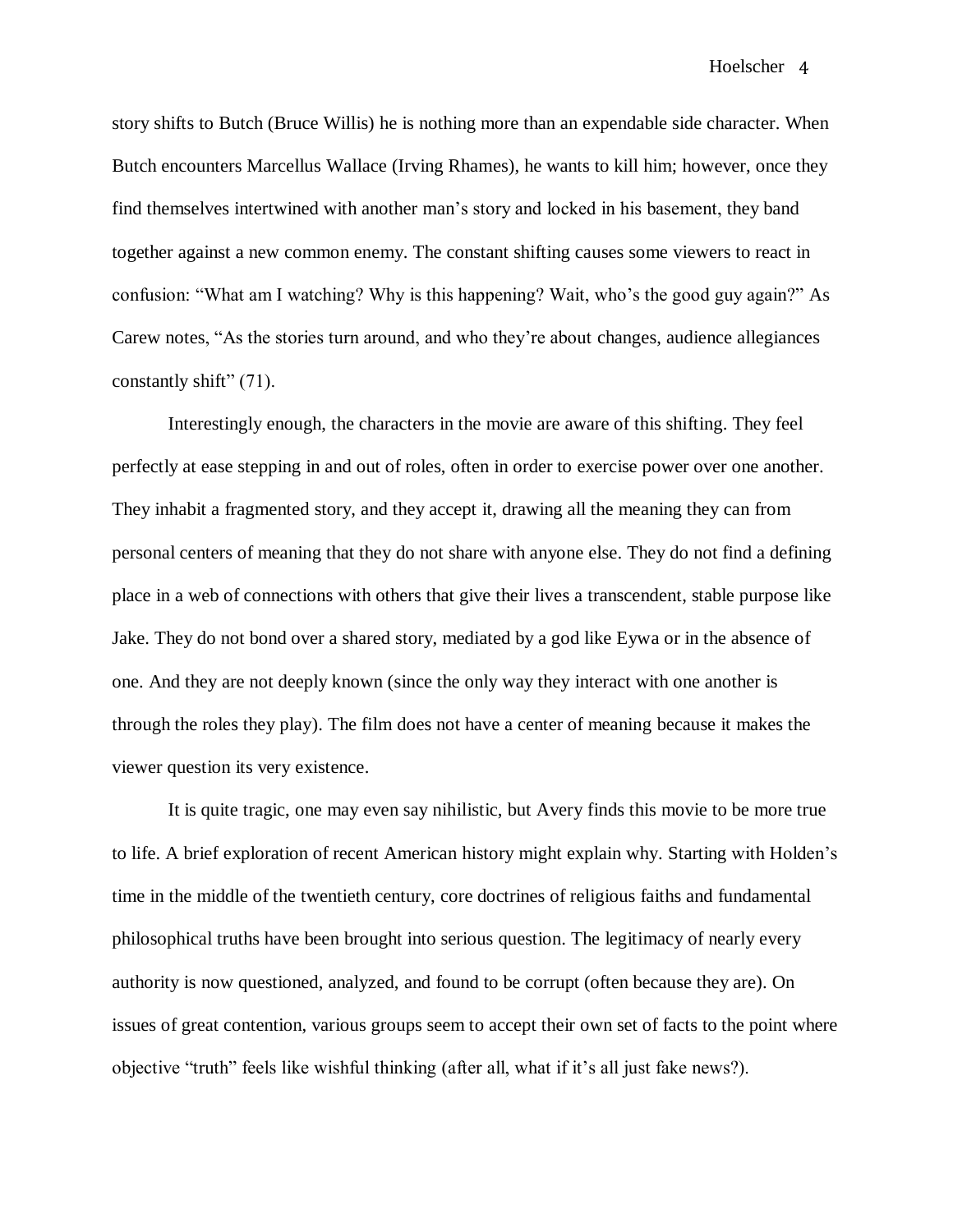story shifts to Butch (Bruce Willis) he is nothing more than an expendable side character. When Butch encounters Marcellus Wallace (Irving Rhames), he wants to kill him; however, once they find themselves intertwined with another man's story and locked in his basement, they band together against a new common enemy. The constant shifting causes some viewers to react in confusion: "What am I watching? Why is this happening? Wait, who's the good guy again?" As Carew notes, "As the stories turn around, and who they're about changes, audience allegiances constantly shift" (71).

Interestingly enough, the characters in the movie are aware of this shifting. They feel perfectly at ease stepping in and out of roles, often in order to exercise power over one another. They inhabit a fragmented story, and they accept it, drawing all the meaning they can from personal centers of meaning that they do not share with anyone else. They do not find a defining place in a web of connections with others that give their lives a transcendent, stable purpose like Jake. They do not bond over a shared story, mediated by a god like Eywa or in the absence of one. And they are not deeply known (since the only way they interact with one another is through the roles they play). The film does not have a center of meaning because it makes the viewer question its very existence.

It is quite tragic, one may even say nihilistic, but Avery finds this movie to be more true to life. A brief exploration of recent American history might explain why. Starting with Holden's time in the middle of the twentieth century, core doctrines of religious faiths and fundamental philosophical truths have been brought into serious question. The legitimacy of nearly every authority is now questioned, analyzed, and found to be corrupt (often because they are). On issues of great contention, various groups seem to accept their own set of facts to the point where objective "truth" feels like wishful thinking (after all, what if it's all just fake news?).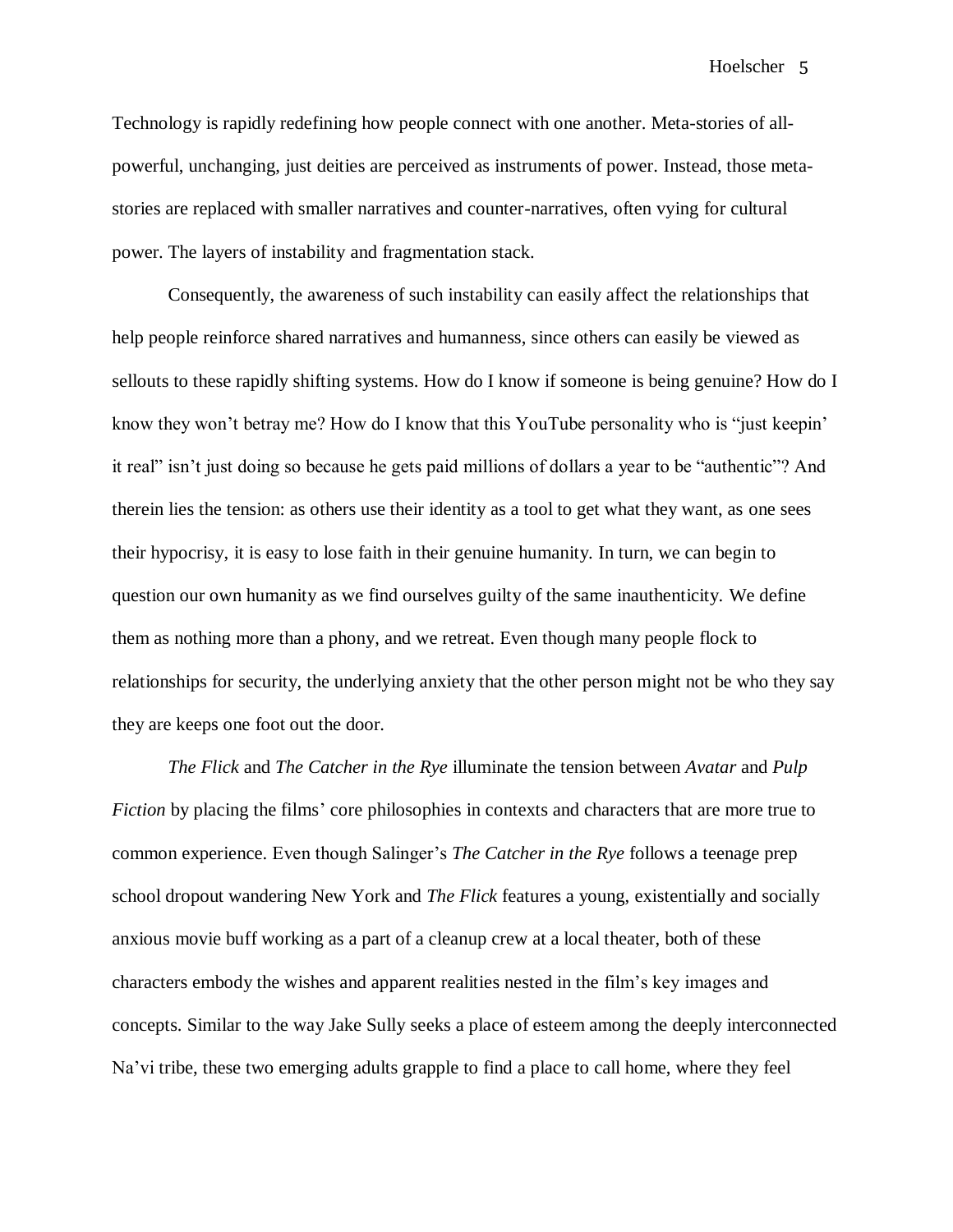Technology is rapidly redefining how people connect with one another. Meta-stories of all-powerful, unchanging, just deities are perceived as instruments of power. Instead, those meta-stories are replaced with smaller narratives and counter-narratives, often vying for cultural power. The layers of instability and fragmentation stack.

Consequently, the awareness of such instability can easily affect the relationships that help people reinforce shared narratives and humanness, since others can easily be viewed as sellouts to these rapidly shifting systems. How do I know if someone is being genuine? How do I know they won't betray me? How do I know that this YouTube personality who is "just keepin' it real" isn't just doing so because he gets paid millions of dollars a year to be "authentic"? And therein lies the tension: as others use their identity as a tool to get what they want, as one sees their hypocrisy, it is easy to lose faith in their genuine humanity. In turn, we can begin to question our own humanity as we find ourselves guilty of the same inauthenticity. We define them as nothing more than a phony, and we retreat. Even though many people flock to relationships for security, the underlying anxiety that the other person might not be who they say they are keeps one foot out the door.

*The Flick* and *The Catcher in the Rye* illuminate the tension between *Avatar* and *Pulp Fiction* by placing the films' core philosophies in contexts and characters that are more true to common experience. Even though Salinger's *The Catcher in the Rye* follows a teenage prep school dropout wandering New York and *The Flick* features a young, existentially and socially anxious movie buff working as a part of a cleanup crew at a local theater, both of these characters embody the wishes and apparent realities nested in the film's key images and concepts. Similar to the way Jake Sully seeks a place of esteem among the deeply interconnected Na'vi tribe, these two emerging adults grapple to find a place to call home, where they feel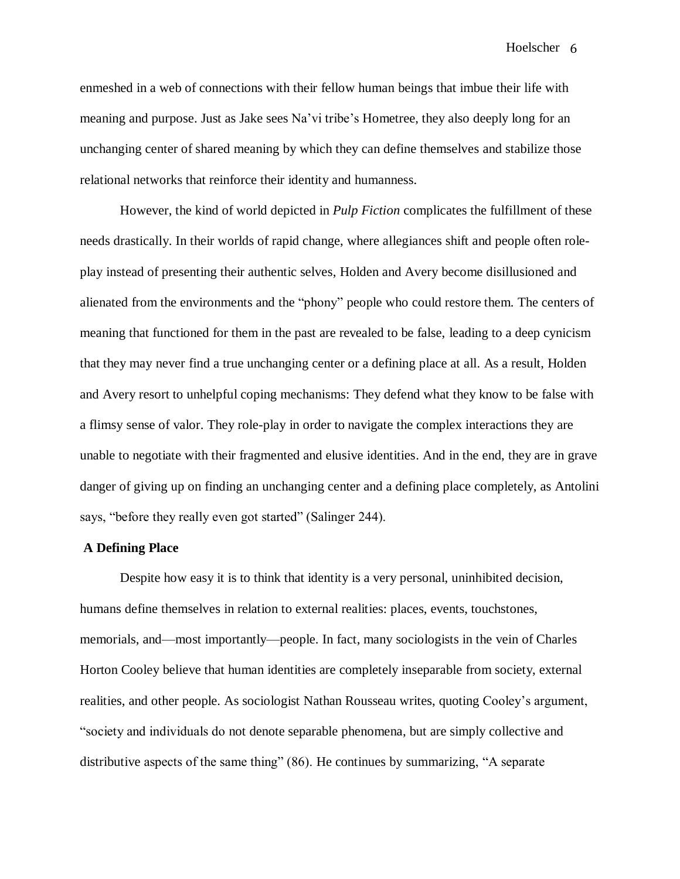enmeshed in a web of connections with their fellow human beings that imbue their life with meaning and purpose. Just as Jake sees Na'vi tribe's Hometree, they also deeply long for an unchanging center of shared meaning by which they can define themselves and stabilize those relational networks that reinforce their identity and humanness.

However, the kind of world depicted in *Pulp Fiction* complicates the fulfillment of these needs drastically. In their worlds of rapid change, where allegiances shift and people often role-play instead of presenting their authentic selves, Holden and Avery become disillusioned and alienated from the environments and the "phony" people who could restore them. The centers of meaning that functioned for them in the past are revealed to be false, leading to a deep cynicism that they may never find a true unchanging center or a defining place at all. As a result, Holden and Avery resort to unhelpful coping mechanisms: They defend what they know to be false with a flimsy sense of valor. They role-play in order to navigate the complex interactions they are unable to negotiate with their fragmented and elusive identities. And in the end, they are in grave danger of giving up on finding an unchanging center and a defining place completely, as Antolini says, "before they really even got started" (Salinger 244).

**A Defining Place**

Despite how easy it is to think that identity is a very personal, uninhibited decision, humans define themselves in relation to external realities: places, events, touchstones, memorials, and—most importantly—people. In fact, many sociologists in the vein of Charles Horton Cooley believe that human identities are completely inseparable from society, external realities, and other people. As sociologist Nathan Rousseau writes, quoting Cooley's argument, "society and individuals do not denote separable phenomena, but are simply collective and distributive aspects of the same thing" (86). He continues by summarizing, "A separate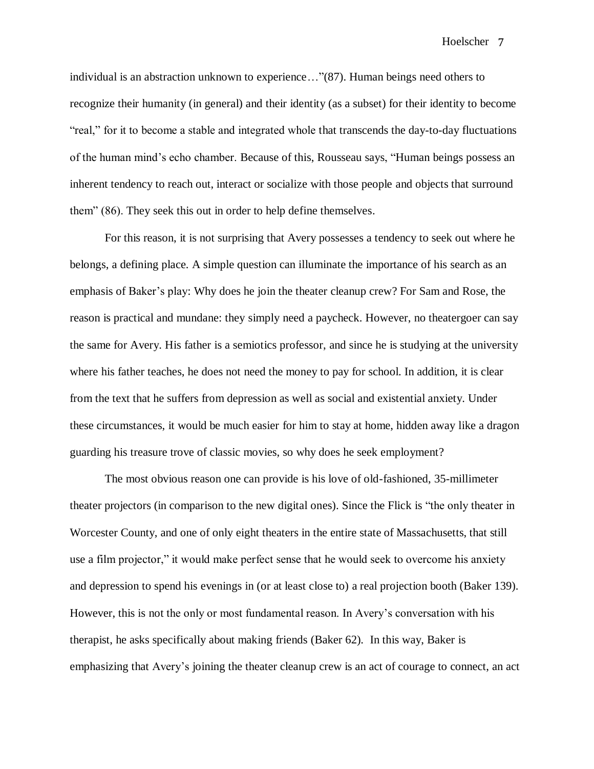individual is an abstraction unknown to experience…"(87). Human beings need others to recognize their humanity (in general) and their identity (as a subset) for their identity to become "real," for it to become a stable and integrated whole that transcends the day-to-day fluctuations of the human mind's echo chamber. Because of this, Rousseau says, "Human beings possess an inherent tendency to reach out, interact or socialize with those people and objects that surround them" (86). They seek this out in order to help define themselves.

For this reason, it is not surprising that Avery possesses a tendency to seek out where he belongs, a defining place. A simple question can illuminate the importance of his search as an emphasis of Baker's play: Why does he join the theater cleanup crew? For Sam and Rose, the reason is practical and mundane: they simply need a paycheck. However, no theatergoer can say the same for Avery. His father is a semiotics professor, and since he is studying at the university where his father teaches, he does not need the money to pay for school. In addition, it is clear from the text that he suffers from depression as well as social and existential anxiety. Under these circumstances, it would be much easier for him to stay at home, hidden away like a dragon guarding his treasure trove of classic movies, so why does he seek employment?

The most obvious reason one can provide is his love of old-fashioned, 35-millimeter theater projectors (in comparison to the new digital ones). Since the Flick is "the only theater in Worcester County, and one of only eight theaters in the entire state of Massachusetts, that still use a film projector," it would make perfect sense that he would seek to overcome his anxiety and depression to spend his evenings in (or at least close to) a real projection booth (Baker 139). However, this is not the only or most fundamental reason. In Avery's conversation with his therapist, he asks specifically about making friends (Baker 62). In this way, Baker is emphasizing that Avery's joining the theater cleanup crew is an act of courage to connect, an act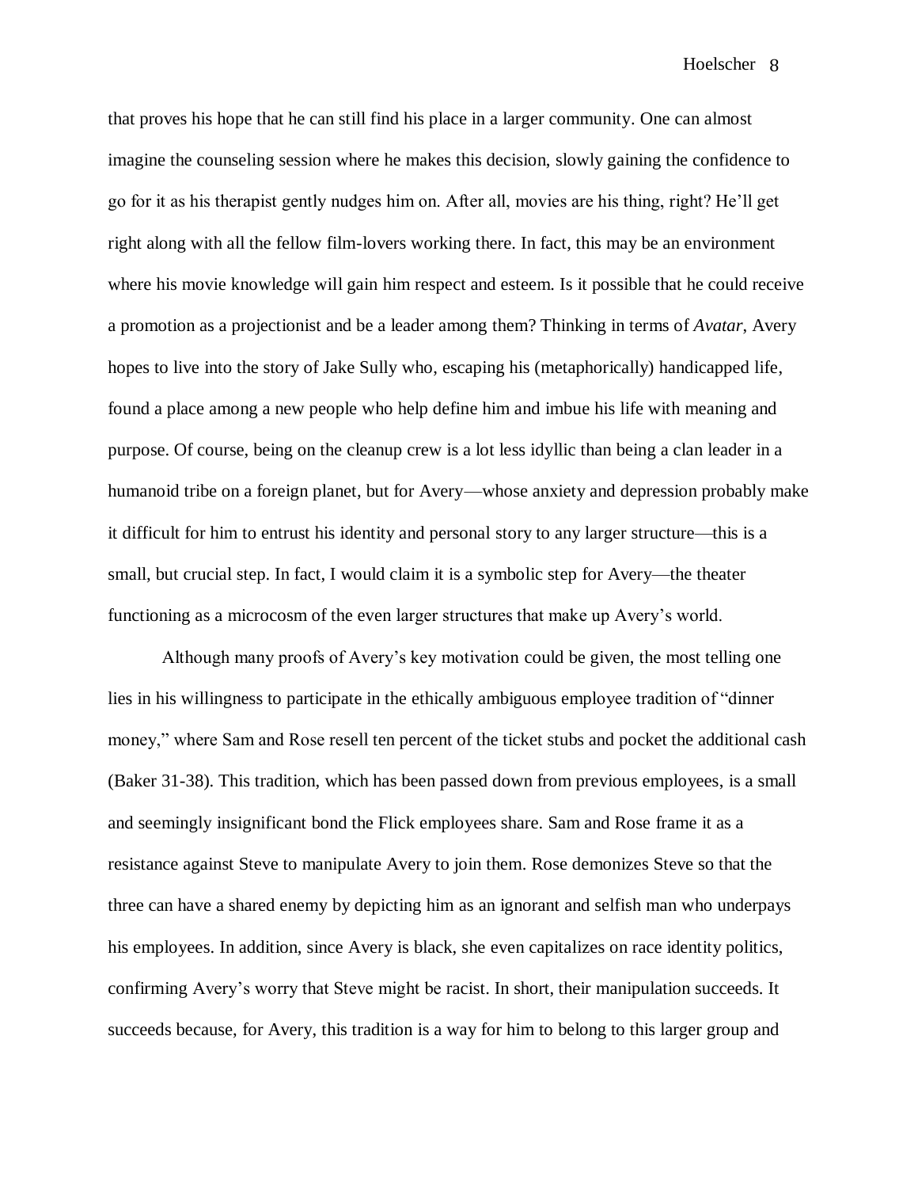that proves his hope that he can still find his place in a larger community. One can almost imagine the counseling session where he makes this decision, slowly gaining the confidence to go for it as his therapist gently nudges him on. After all, movies are his thing, right? He'll get right along with all the fellow film-lovers working there. In fact, this may be an environment where his movie knowledge will gain him respect and esteem. Is it possible that he could receive a promotion as a projectionist and be a leader among them? Thinking in terms of *Avatar*, Avery hopes to live into the story of Jake Sully who, escaping his (metaphorically) handicapped life, found a place among a new people who help define him and imbue his life with meaning and purpose. Of course, being on the cleanup crew is a lot less idyllic than being a clan leader in a humanoid tribe on a foreign planet, but for Avery—whose anxiety and depression probably make it difficult for him to entrust his identity and personal story to any larger structure—this is a small, but crucial step. In fact, I would claim it is a symbolic step for Avery—the theater functioning as a microcosm of the even larger structures that make up Avery's world.

Although many proofs of Avery's key motivation could be given, the most telling one lies in his willingness to participate in the ethically ambiguous employee tradition of "dinner money," where Sam and Rose resell ten percent of the ticket stubs and pocket the additional cash (Baker 31-38). This tradition, which has been passed down from previous employees, is a small and seemingly insignificant bond the Flick employees share. Sam and Rose frame it as a resistance against Steve to manipulate Avery to join them. Rose demonizes Steve so that the three can have a shared enemy by depicting him as an ignorant and selfish man who underpays his employees. In addition, since Avery is black, she even capitalizes on race identity politics, confirming Avery's worry that Steve might be racist. In short, their manipulation succeeds. It succeeds because, for Avery, this tradition is a way for him to belong to this larger group and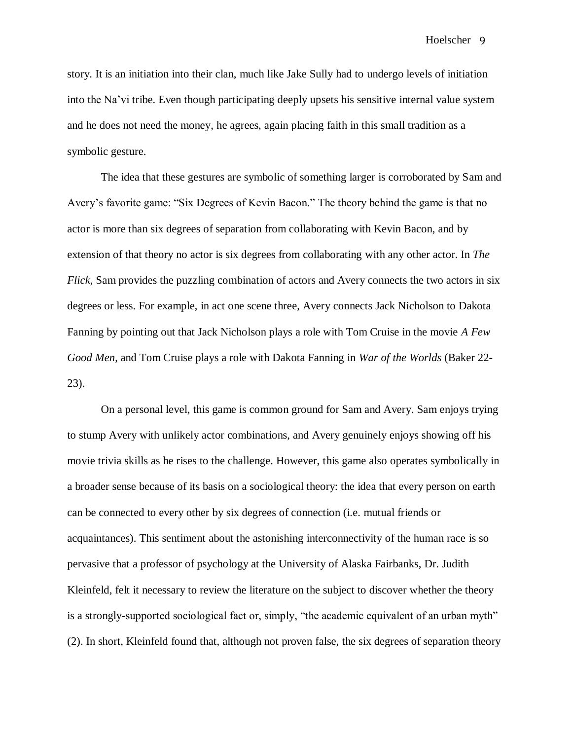story. It is an initiation into their clan, much like Jake Sully had to undergo levels of initiation into the Na'vi tribe. Even though participating deeply upsets his sensitive internal value system and he does not need the money, he agrees, again placing faith in this small tradition as a symbolic gesture.

The idea that these gestures are symbolic of something larger is corroborated by Sam and Avery's favorite game: "Six Degrees of Kevin Bacon." The theory behind the game is that no actor is more than six degrees of separation from collaborating with Kevin Bacon, and by extension of that theory no actor is six degrees from collaborating with any other actor. In *The Flick,* Sam provides the puzzling combination of actors and Avery connects the two actors in six degrees or less. For example, in act one scene three, Avery connects Jack Nicholson to Dakota Fanning by pointing out that Jack Nicholson plays a role with Tom Cruise in the movie *A Few Good Men*, and Tom Cruise plays a role with Dakota Fanning in *War of the Worlds* (Baker 22-23).

On a personal level, this game is common ground for Sam and Avery. Sam enjoys trying to stump Avery with unlikely actor combinations, and Avery genuinely enjoys showing off his movie trivia skills as he rises to the challenge. However, this game also operates symbolically in a broader sense because of its basis on a sociological theory: the idea that every person on earth can be connected to every other by six degrees of connection (i.e. mutual friends or acquaintances). This sentiment about the astonishing interconnectivity of the human race is so pervasive that a professor of psychology at the University of Alaska Fairbanks, Dr. Judith Kleinfeld, felt it necessary to review the literature on the subject to discover whether the theory is a strongly-supported sociological fact or, simply, "the academic equivalent of an urban myth" (2). In short, Kleinfeld found that, although not proven false, the six degrees of separation theory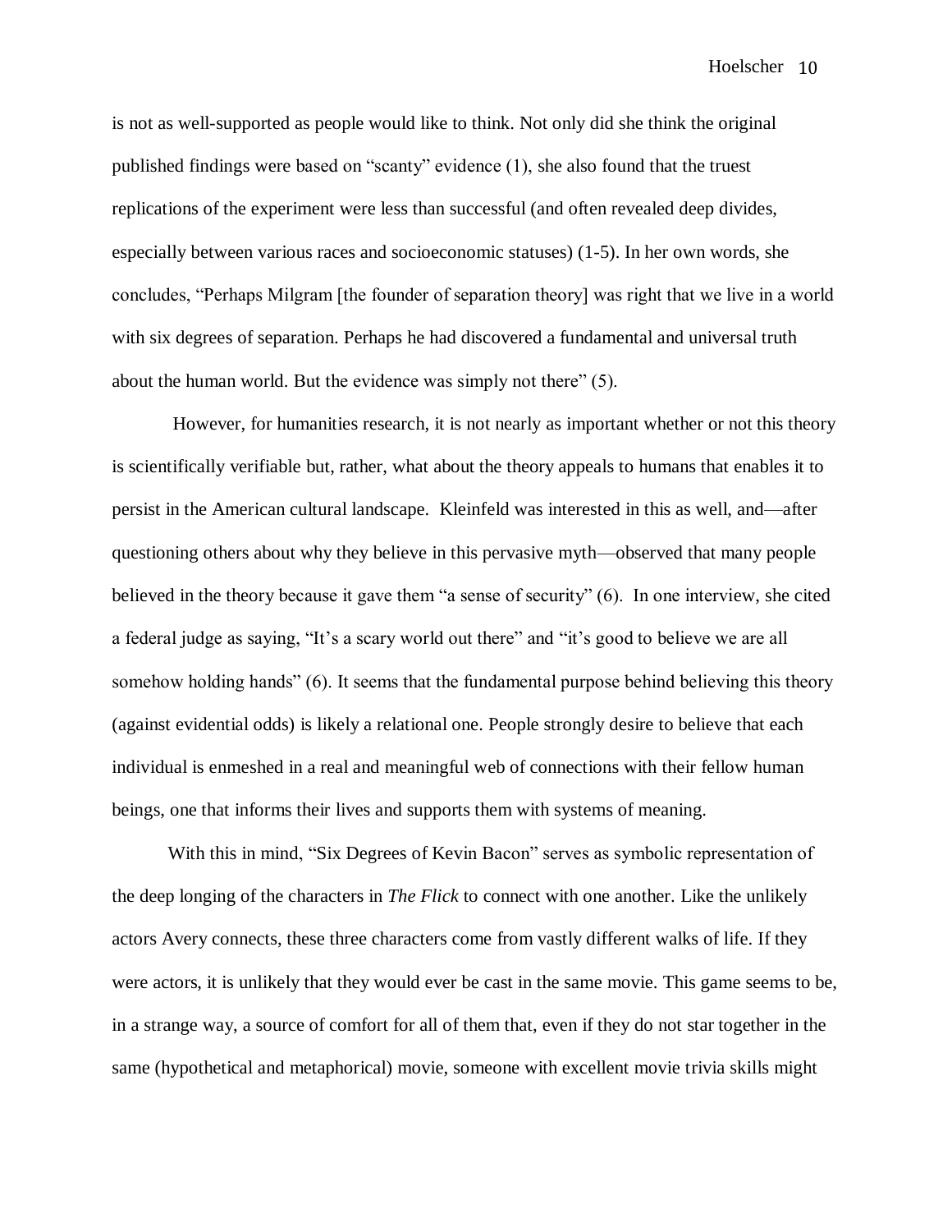is not as well-supported as people would like to think. Not only did she think the original published findings were based on "scanty" evidence (1), she also found that the truest replications of the experiment were less than successful (and often revealed deep divides, especially between various races and socioeconomic statuses) (1-5). In her own words, she concludes, "Perhaps Milgram [the founder of separation theory] was right that we live in a world with six degrees of separation. Perhaps he had discovered a fundamental and universal truth about the human world. But the evidence was simply not there" (5).

However, for humanities research, it is not nearly as important whether or not this theory is scientifically verifiable but, rather, what about the theory appeals to humans that enables it to persist in the American cultural landscape. Kleinfeld was interested in this as well, and—after questioning others about why they believe in this pervasive myth—observed that many people believed in the theory because it gave them "a sense of security" (6). In one interview, she cited a federal judge as saying, "It's a scary world out there" and "it's good to believe we are all somehow holding hands" (6). It seems that the fundamental purpose behind believing this theory (against evidential odds) is likely a relational one. People strongly desire to believe that each individual is enmeshed in a real and meaningful web of connections with their fellow human beings, one that informs their lives and supports them with systems of meaning.

With this in mind, "Six Degrees of Kevin Bacon" serves as symbolic representation of the deep longing of the characters in *The Flick* to connect with one another. Like the unlikely actors Avery connects, these three characters come from vastly different walks of life. If they were actors, it is unlikely that they would ever be cast in the same movie. This game seems to be, in a strange way, a source of comfort for all of them that, even if they do not star together in the same (hypothetical and metaphorical) movie, someone with excellent movie trivia skills might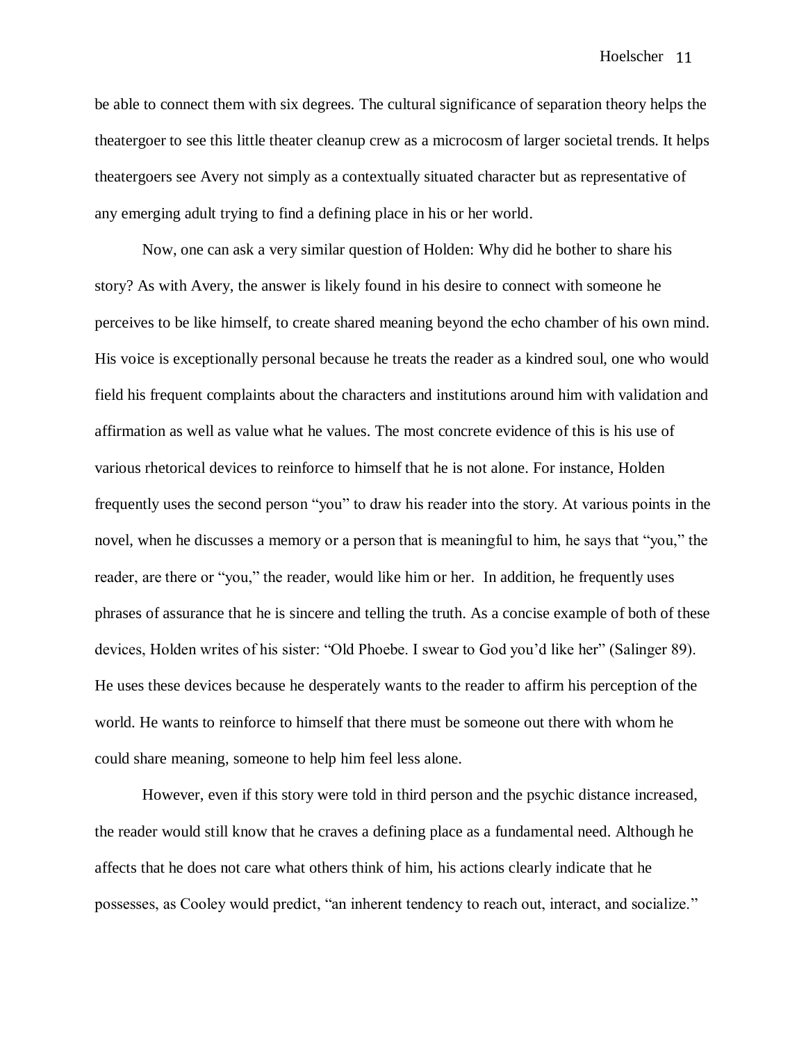be able to connect them with six degrees. The cultural significance of separation theory helps the theatergoer to see this little theater cleanup crew as a microcosm of larger societal trends. It helps theatergoers see Avery not simply as a contextually situated character but as representative of any emerging adult trying to find a defining place in his or her world.

Now, one can ask a very similar question of Holden: Why did he bother to share his story? As with Avery, the answer is likely found in his desire to connect with someone he perceives to be like himself, to create shared meaning beyond the echo chamber of his own mind. His voice is exceptionally personal because he treats the reader as a kindred soul, one who would field his frequent complaints about the characters and institutions around him with validation and affirmation as well as value what he values. The most concrete evidence of this is his use of various rhetorical devices to reinforce to himself that he is not alone. For instance, Holden frequently uses the second person "you" to draw his reader into the story. At various points in the novel, when he discusses a memory or a person that is meaningful to him, he says that "you," the reader, are there or "you," the reader, would like him or her. In addition, he frequently uses phrases of assurance that he is sincere and telling the truth. As a concise example of both of these devices, Holden writes of his sister: "Old Phoebe. I swear to God you'd like her" (Salinger 89). He uses these devices because he desperately wants to the reader to affirm his perception of the world. He wants to reinforce to himself that there must be someone out there with whom he could share meaning, someone to help him feel less alone.

However, even if this story were told in third person and the psychic distance increased, the reader would still know that he craves a defining place as a fundamental need. Although he affects that he does not care what others think of him, his actions clearly indicate that he possesses, as Cooley would predict, "an inherent tendency to reach out, interact, and socialize."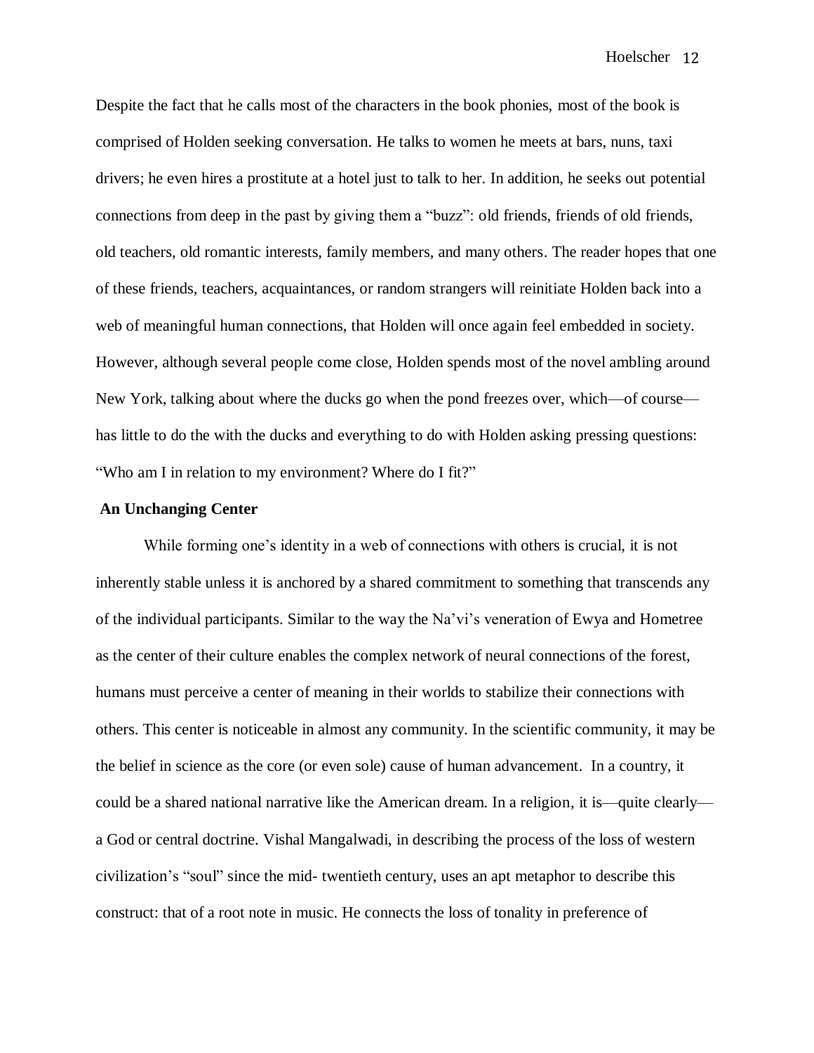Despite the fact that he calls most of the characters in the book phonies, most of the book is comprised of Holden seeking conversation. He talks to women he meets at bars, nuns, taxi drivers; he even hires a prostitute at a hotel just to talk to her. In addition, he seeks out potential connections from deep in the past by giving them a "buzz": old friends, friends of old friends, old teachers, old romantic interests, family members, and many others. The reader hopes that one of these friends, teachers, acquaintances, or random strangers will reinitiate Holden back into a web of meaningful human connections, that Holden will once again feel embedded in society. However, although several people come close, Holden spends most of the novel ambling around New York, talking about where the ducks go when the pond freezes over, which—of course—has little to do the with the ducks and everything to do with Holden asking pressing questions: "Who am I in relation to my environment? Where do I fit?"

## An Unchanging Center

While forming one's identity in a web of connections with others is crucial, it is not inherently stable unless it is anchored by a shared commitment to something that transcends any of the individual participants. Similar to the way the Na'vi's veneration of Ewya and Hometree as the center of their culture enables the complex network of neural connections of the forest, humans must perceive a center of meaning in their worlds to stabilize their connections with others. This center is noticeable in almost any community. In the scientific community, it may be the belief in science as the core (or even sole) cause of human advancement. In a country, it could be a shared national narrative like the American dream. In a religion, it is—quite clearly—a God or central doctrine. Vishal Mangalwadi, in describing the process of the loss of western civilization's "soul" since the mid- twentieth century, uses an apt metaphor to describe this construct: that of a root note in music. He connects the loss of tonality in preference of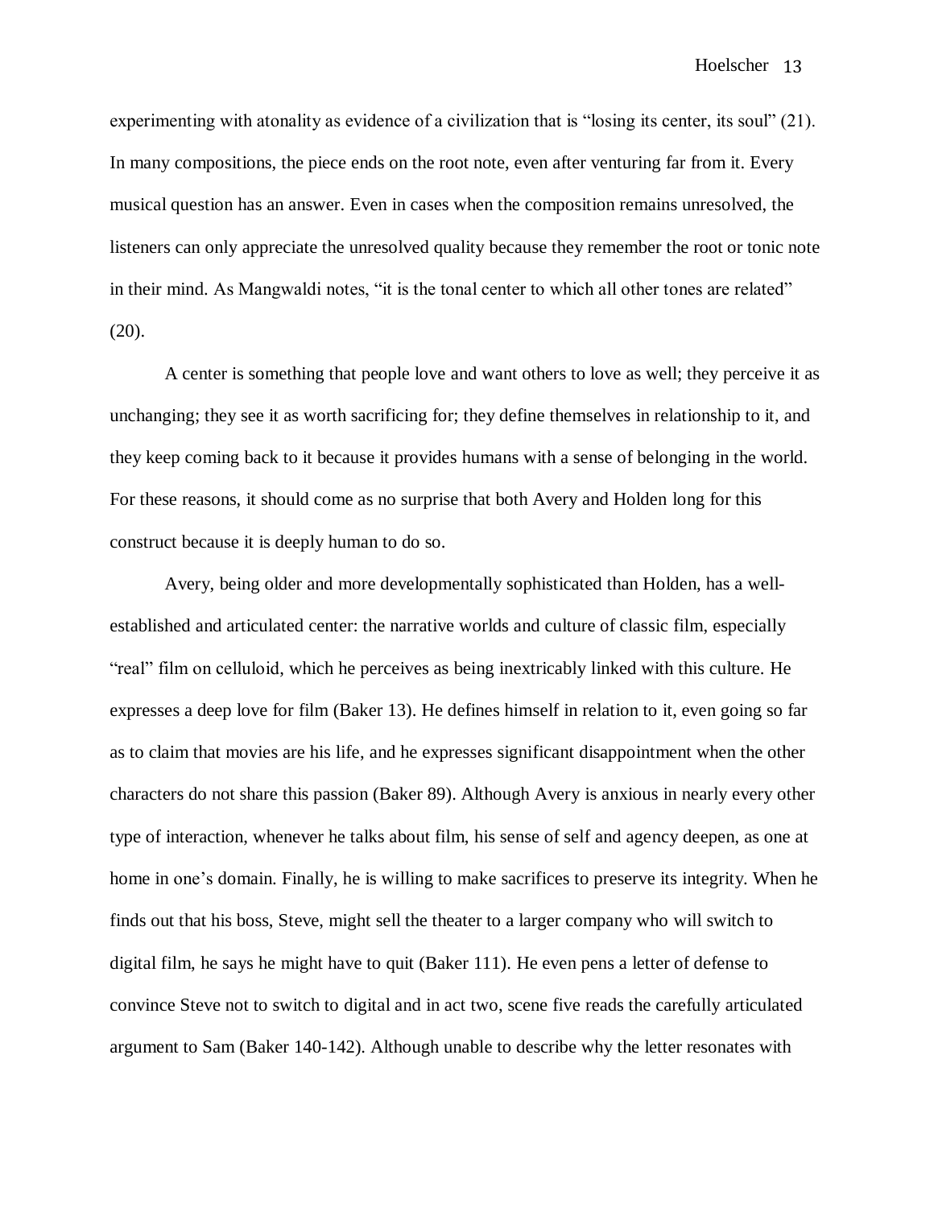experimenting with atonality as evidence of a civilization that is "losing its center, its soul" (21). In many compositions, the piece ends on the root note, even after venturing far from it. Every musical question has an answer. Even in cases when the composition remains unresolved, the listeners can only appreciate the unresolved quality because they remember the root or tonic note in their mind. As Mangwaldi notes, "it is the tonal center to which all other tones are related" (20).

A center is something that people love and want others to love as well; they perceive it as unchanging; they see it as worth sacrificing for; they define themselves in relationship to it, and they keep coming back to it because it provides humans with a sense of belonging in the world. For these reasons, it should come as no surprise that both Avery and Holden long for this construct because it is deeply human to do so.

Avery, being older and more developmentally sophisticated than Holden, has a well-established and articulated center: the narrative worlds and culture of classic film, especially "real" film on celluloid, which he perceives as being inextricably linked with this culture. He expresses a deep love for film (Baker 13). He defines himself in relation to it, even going so far as to claim that movies are his life, and he expresses significant disappointment when the other characters do not share this passion (Baker 89). Although Avery is anxious in nearly every other type of interaction, whenever he talks about film, his sense of self and agency deepen, as one at home in one's domain. Finally, he is willing to make sacrifices to preserve its integrity. When he finds out that his boss, Steve, might sell the theater to a larger company who will switch to digital film, he says he might have to quit (Baker 111). He even pens a letter of defense to convince Steve not to switch to digital and in act two, scene five reads the carefully articulated argument to Sam (Baker 140-142). Although unable to describe why the letter resonates with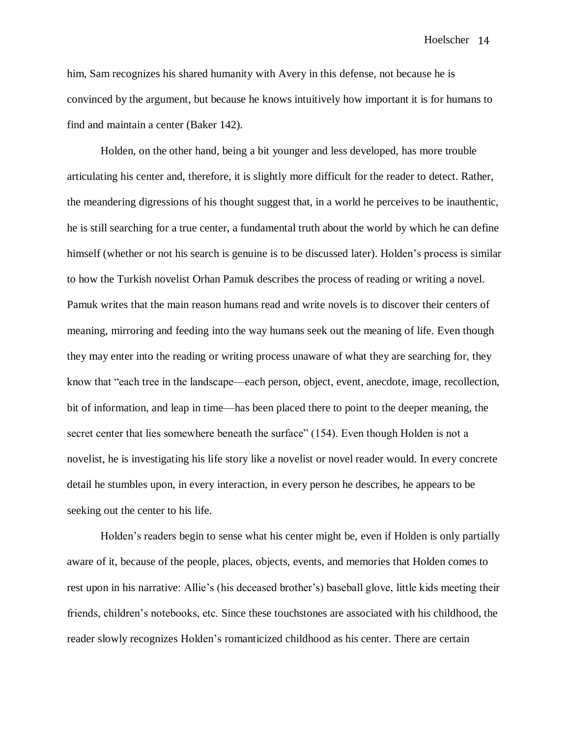him, Sam recognizes his shared humanity with Avery in this defense, not because he is convinced by the argument, but because he knows intuitively how important it is for humans to find and maintain a center (Baker 142).

Holden, on the other hand, being a bit younger and less developed, has more trouble articulating his center and, therefore, it is slightly more difficult for the reader to detect. Rather, the meandering digressions of his thought suggest that, in a world he perceives to be inauthentic, he is still searching for a true center, a fundamental truth about the world by which he can define himself (whether or not his search is genuine is to be discussed later). Holden's process is similar to how the Turkish novelist Orhan Pamuk describes the process of reading or writing a novel. Pamuk writes that the main reason humans read and write novels is to discover their centers of meaning, mirroring and feeding into the way humans seek out the meaning of life. Even though they may enter into the reading or writing process unaware of what they are searching for, they know that "each tree in the landscape—each person, object, event, anecdote, image, recollection, bit of information, and leap in time—has been placed there to point to the deeper meaning, the secret center that lies somewhere beneath the surface" (154). Even though Holden is not a novelist, he is investigating his life story like a novelist or novel reader would. In every concrete detail he stumbles upon, in every interaction, in every person he describes, he appears to be seeking out the center to his life.

Holden's readers begin to sense what his center might be, even if Holden is only partially aware of it, because of the people, places, objects, events, and memories that Holden comes to rest upon in his narrative: Allie's (his deceased brother's) baseball glove, little kids meeting their friends, children's notebooks, etc. Since these touchstones are associated with his childhood, the reader slowly recognizes Holden's romanticized childhood as his center. There are certain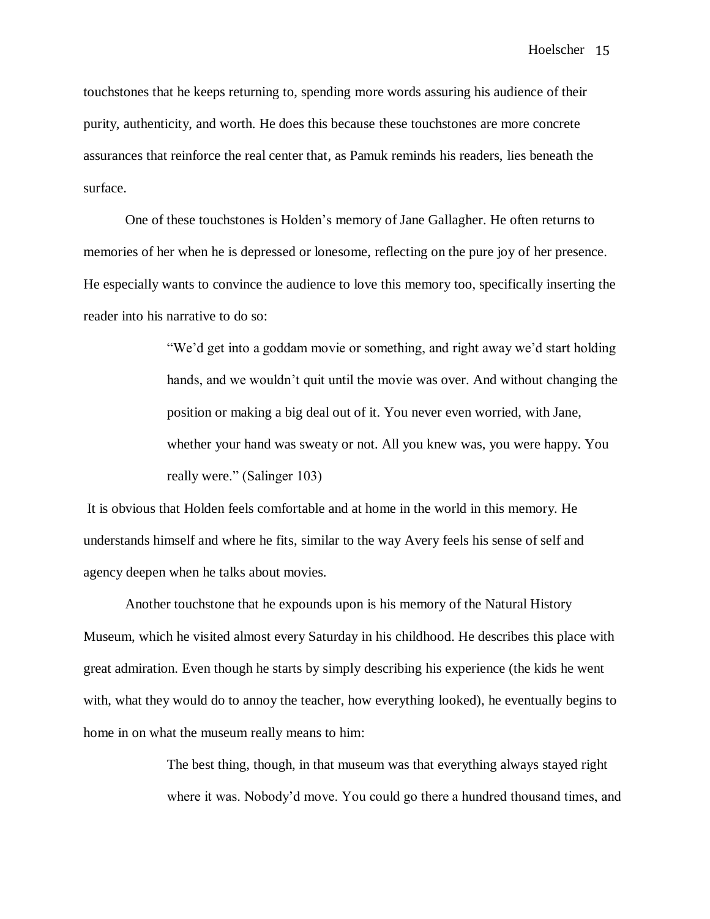touchstones that he keeps returning to, spending more words assuring his audience of their purity, authenticity, and worth. He does this because these touchstones are more concrete assurances that reinforce the real center that, as Pamuk reminds his readers, lies beneath the surface.

One of these touchstones is Holden's memory of Jane Gallagher. He often returns to memories of her when he is depressed or lonesome, reflecting on the pure joy of her presence. He especially wants to convince the audience to love this memory too, specifically inserting the reader into his narrative to do so:

> "We'd get into a goddam movie or something, and right away we'd start holding hands, and we wouldn't quit until the movie was over. And without changing the position or making a big deal out of it. You never even worried, with Jane, whether your hand was sweaty or not. All you knew was, you were happy. You really were." (Salinger 103)

It is obvious that Holden feels comfortable and at home in the world in this memory. He understands himself and where he fits, similar to the way Avery feels his sense of self and agency deepen when he talks about movies.

Another touchstone that he expounds upon is his memory of the Natural History Museum, which he visited almost every Saturday in his childhood. He describes this place with great admiration. Even though he starts by simply describing his experience (the kids he went with, what they would do to annoy the teacher, how everything looked), he eventually begins to home in on what the museum really means to him:

> The best thing, though, in that museum was that everything always stayed right where it was. Nobody'd move. You could go there a hundred thousand times, and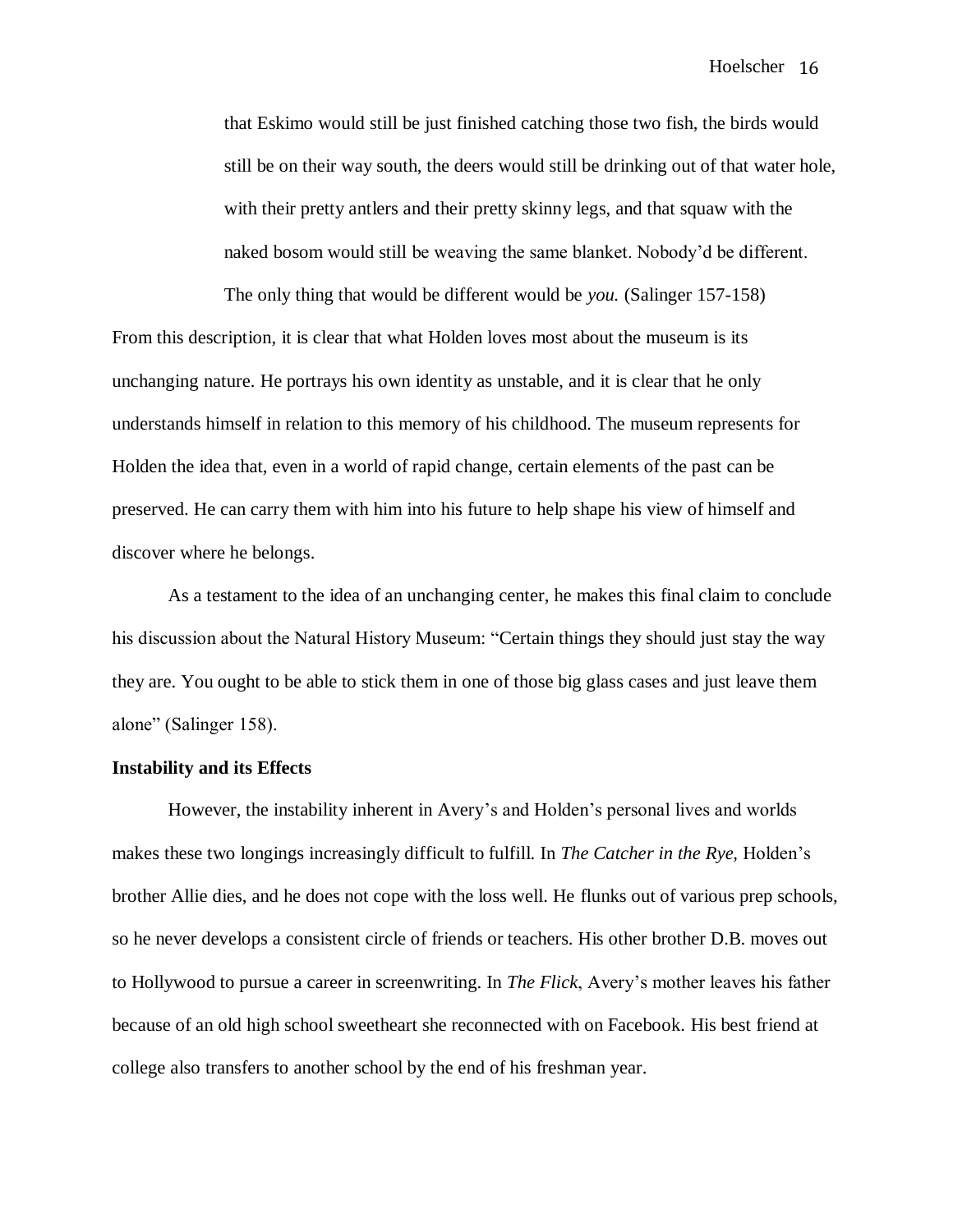> that Eskimo would still be just finished catching those two fish, the birds would still be on their way south, the deers would still be drinking out of that water hole, with their pretty antlers and their pretty skinny legs, and that squaw with the naked bosom would still be weaving the same blanket. Nobody'd be different. The only thing that would be different would be *you.* (Salinger 157-158)

From this description, it is clear that what Holden loves most about the museum is its unchanging nature. He portrays his own identity as unstable, and it is clear that he only understands himself in relation to this memory of his childhood. The museum represents for Holden the idea that, even in a world of rapid change, certain elements of the past can be preserved. He can carry them with him into his future to help shape his view of himself and discover where he belongs.

As a testament to the idea of an unchanging center, he makes this final claim to conclude his discussion about the Natural History Museum: "Certain things they should just stay the way they are. You ought to be able to stick them in one of those big glass cases and just leave them alone" (Salinger 158).

**Instability and its Effects**

However, the instability inherent in Avery's and Holden's personal lives and worlds makes these two longings increasingly difficult to fulfill. In *The Catcher in the Rye,* Holden's brother Allie dies, and he does not cope with the loss well. He flunks out of various prep schools, so he never develops a consistent circle of friends or teachers. His other brother D.B. moves out to Hollywood to pursue a career in screenwriting. In *The Flick*, Avery's mother leaves his father because of an old high school sweetheart she reconnected with on Facebook. His best friend at college also transfers to another school by the end of his freshman year.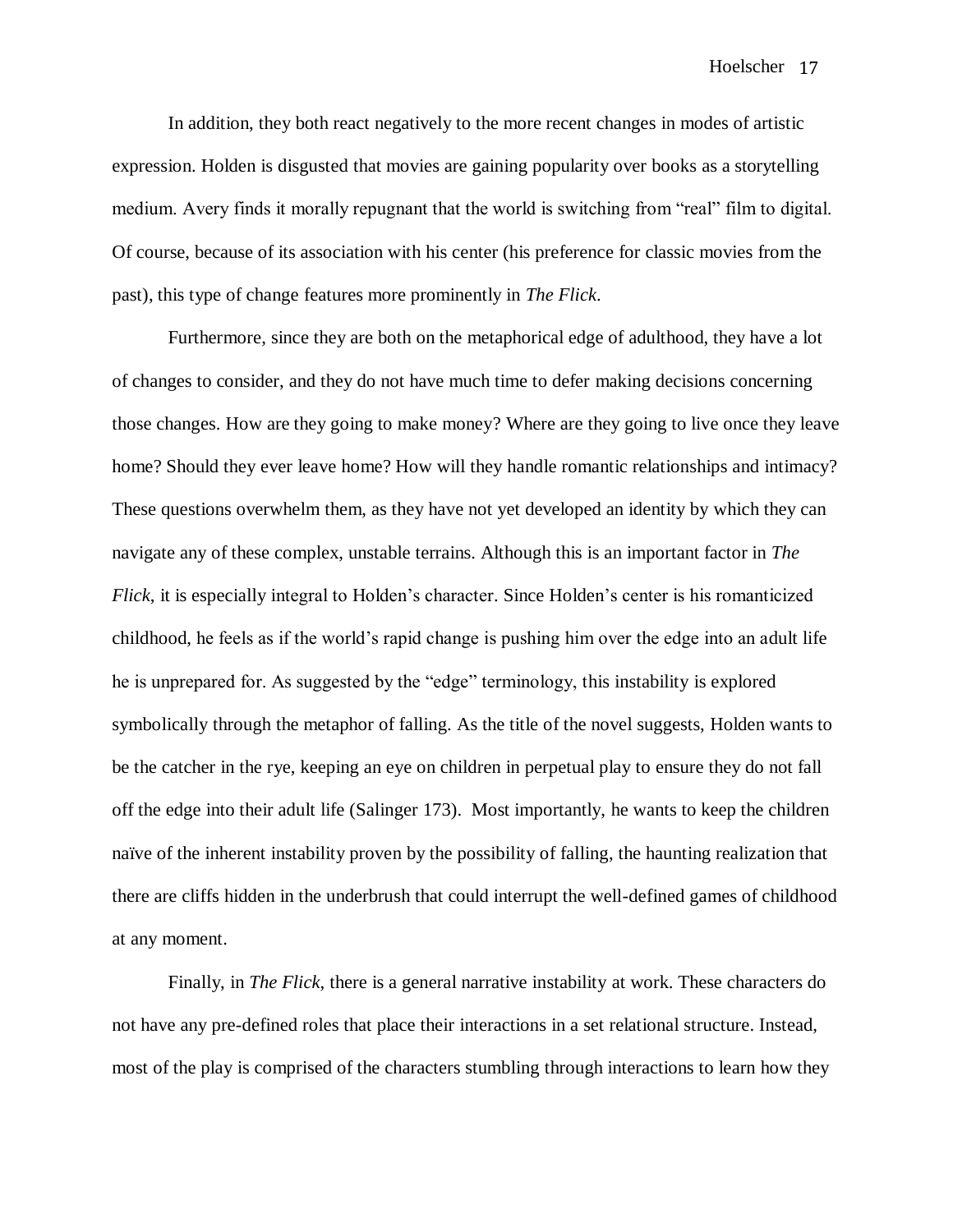In addition, they both react negatively to the more recent changes in modes of artistic expression. Holden is disgusted that movies are gaining popularity over books as a storytelling medium. Avery finds it morally repugnant that the world is switching from "real" film to digital. Of course, because of its association with his center (his preference for classic movies from the past), this type of change features more prominently in *The Flick*.

Furthermore, since they are both on the metaphorical edge of adulthood, they have a lot of changes to consider, and they do not have much time to defer making decisions concerning those changes. How are they going to make money? Where are they going to live once they leave home? Should they ever leave home? How will they handle romantic relationships and intimacy? These questions overwhelm them, as they have not yet developed an identity by which they can navigate any of these complex, unstable terrains. Although this is an important factor in *The Flick*, it is especially integral to Holden's character. Since Holden's center is his romanticized childhood, he feels as if the world's rapid change is pushing him over the edge into an adult life he is unprepared for. As suggested by the "edge" terminology, this instability is explored symbolically through the metaphor of falling. As the title of the novel suggests, Holden wants to be the catcher in the rye, keeping an eye on children in perpetual play to ensure they do not fall off the edge into their adult life (Salinger 173). Most importantly, he wants to keep the children naïve of the inherent instability proven by the possibility of falling, the haunting realization that there are cliffs hidden in the underbrush that could interrupt the well-defined games of childhood at any moment.

Finally, in *The Flick*, there is a general narrative instability at work. These characters do not have any pre-defined roles that place their interactions in a set relational structure. Instead, most of the play is comprised of the characters stumbling through interactions to learn how they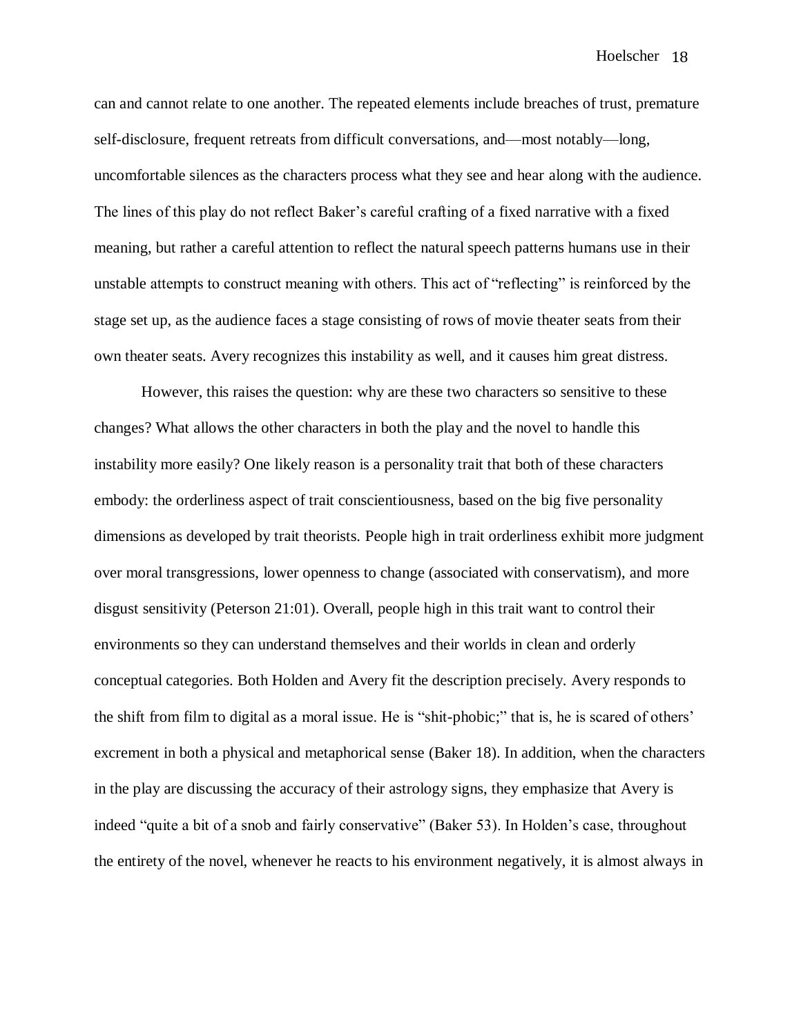can and cannot relate to one another. The repeated elements include breaches of trust, premature self-disclosure, frequent retreats from difficult conversations, and—most notably—long, uncomfortable silences as the characters process what they see and hear along with the audience. The lines of this play do not reflect Baker's careful crafting of a fixed narrative with a fixed meaning, but rather a careful attention to reflect the natural speech patterns humans use in their unstable attempts to construct meaning with others. This act of "reflecting" is reinforced by the stage set up, as the audience faces a stage consisting of rows of movie theater seats from their own theater seats. Avery recognizes this instability as well, and it causes him great distress.

However, this raises the question: why are these two characters so sensitive to these changes? What allows the other characters in both the play and the novel to handle this instability more easily? One likely reason is a personality trait that both of these characters embody: the orderliness aspect of trait conscientiousness, based on the big five personality dimensions as developed by trait theorists. People high in trait orderliness exhibit more judgment over moral transgressions, lower openness to change (associated with conservatism), and more disgust sensitivity (Peterson 21:01). Overall, people high in this trait want to control their environments so they can understand themselves and their worlds in clean and orderly conceptual categories. Both Holden and Avery fit the description precisely. Avery responds to the shift from film to digital as a moral issue. He is "shit-phobic;" that is, he is scared of others' excrement in both a physical and metaphorical sense (Baker 18). In addition, when the characters in the play are discussing the accuracy of their astrology signs, they emphasize that Avery is indeed "quite a bit of a snob and fairly conservative" (Baker 53). In Holden's case, throughout the entirety of the novel, whenever he reacts to his environment negatively, it is almost always in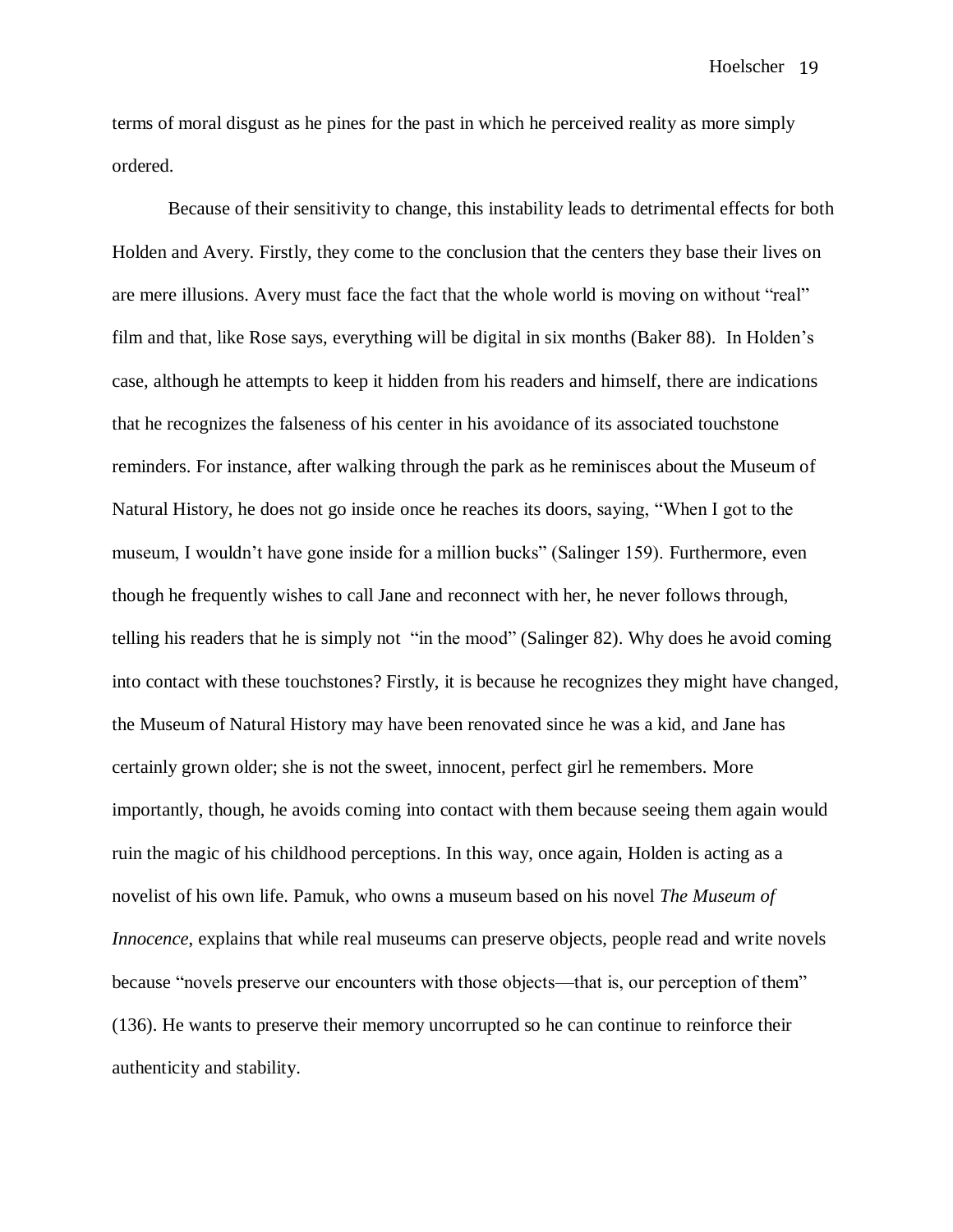terms of moral disgust as he pines for the past in which he perceived reality as more simply ordered.

Because of their sensitivity to change, this instability leads to detrimental effects for both Holden and Avery. Firstly, they come to the conclusion that the centers they base their lives on are mere illusions. Avery must face the fact that the whole world is moving on without "real" film and that, like Rose says, everything will be digital in six months (Baker 88). In Holden's case, although he attempts to keep it hidden from his readers and himself, there are indications that he recognizes the falseness of his center in his avoidance of its associated touchstone reminders. For instance, after walking through the park as he reminisces about the Museum of Natural History, he does not go inside once he reaches its doors, saying, "When I got to the museum, I wouldn't have gone inside for a million bucks" (Salinger 159). Furthermore, even though he frequently wishes to call Jane and reconnect with her, he never follows through, telling his readers that he is simply not "in the mood" (Salinger 82). Why does he avoid coming into contact with these touchstones? Firstly, it is because he recognizes they might have changed, the Museum of Natural History may have been renovated since he was a kid, and Jane has certainly grown older; she is not the sweet, innocent, perfect girl he remembers. More importantly, though, he avoids coming into contact with them because seeing them again would ruin the magic of his childhood perceptions. In this way, once again, Holden is acting as a novelist of his own life. Pamuk, who owns a museum based on his novel *The Museum of Innocence*, explains that while real museums can preserve objects, people read and write novels because "novels preserve our encounters with those objects—that is, our perception of them" (136). He wants to preserve their memory uncorrupted so he can continue to reinforce their authenticity and stability.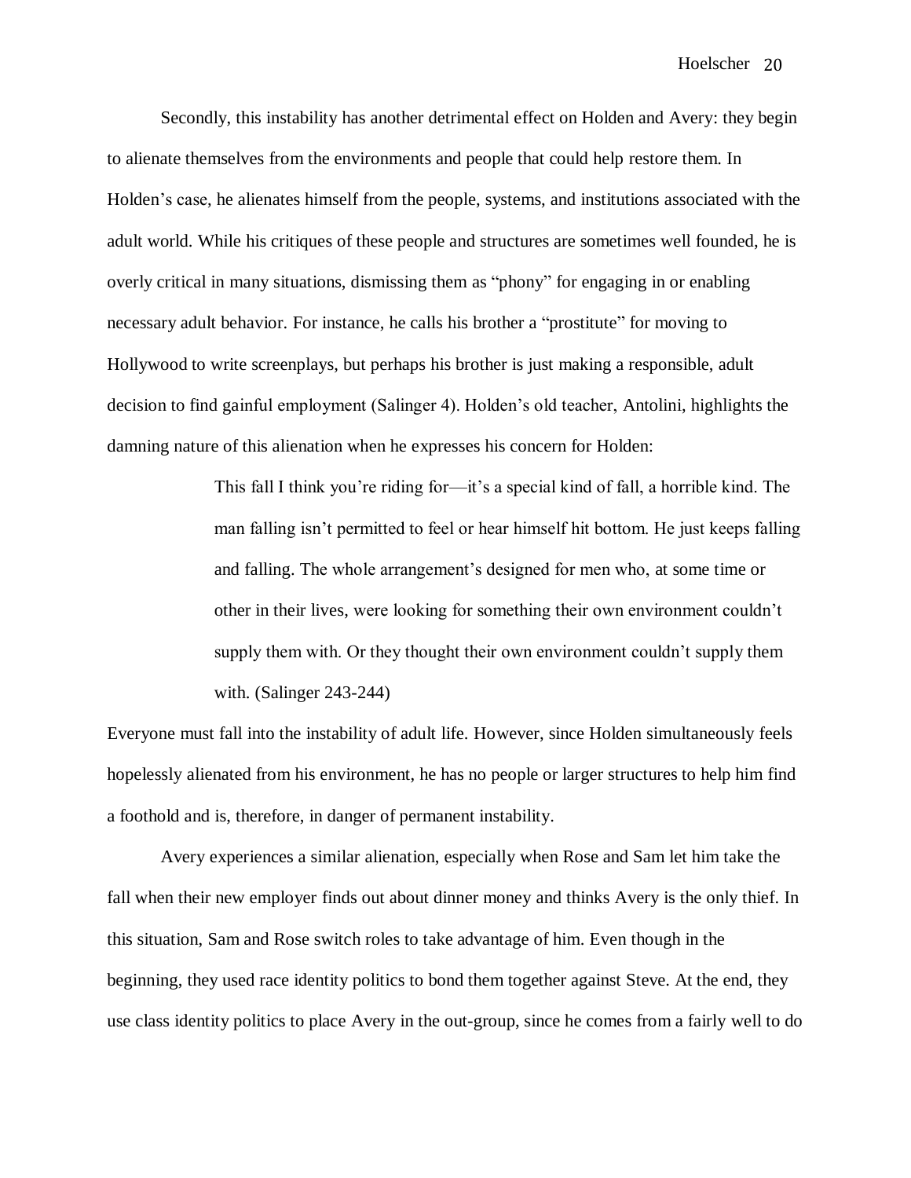Secondly, this instability has another detrimental effect on Holden and Avery: they begin to alienate themselves from the environments and people that could help restore them. In Holden's case, he alienates himself from the people, systems, and institutions associated with the adult world. While his critiques of these people and structures are sometimes well founded, he is overly critical in many situations, dismissing them as "phony" for engaging in or enabling necessary adult behavior. For instance, he calls his brother a "prostitute" for moving to Hollywood to write screenplays, but perhaps his brother is just making a responsible, adult decision to find gainful employment (Salinger 4). Holden's old teacher, Antolini, highlights the damning nature of this alienation when he expresses his concern for Holden:

> This fall I think you're riding for—it's a special kind of fall, a horrible kind. The man falling isn't permitted to feel or hear himself hit bottom. He just keeps falling and falling. The whole arrangement's designed for men who, at some time or other in their lives, were looking for something their own environment couldn't supply them with. Or they thought their own environment couldn't supply them with. (Salinger 243-244)

Everyone must fall into the instability of adult life. However, since Holden simultaneously feels hopelessly alienated from his environment, he has no people or larger structures to help him find a foothold and is, therefore, in danger of permanent instability.

Avery experiences a similar alienation, especially when Rose and Sam let him take the fall when their new employer finds out about dinner money and thinks Avery is the only thief. In this situation, Sam and Rose switch roles to take advantage of him. Even though in the beginning, they used race identity politics to bond them together against Steve. At the end, they use class identity politics to place Avery in the out-group, since he comes from a fairly well to do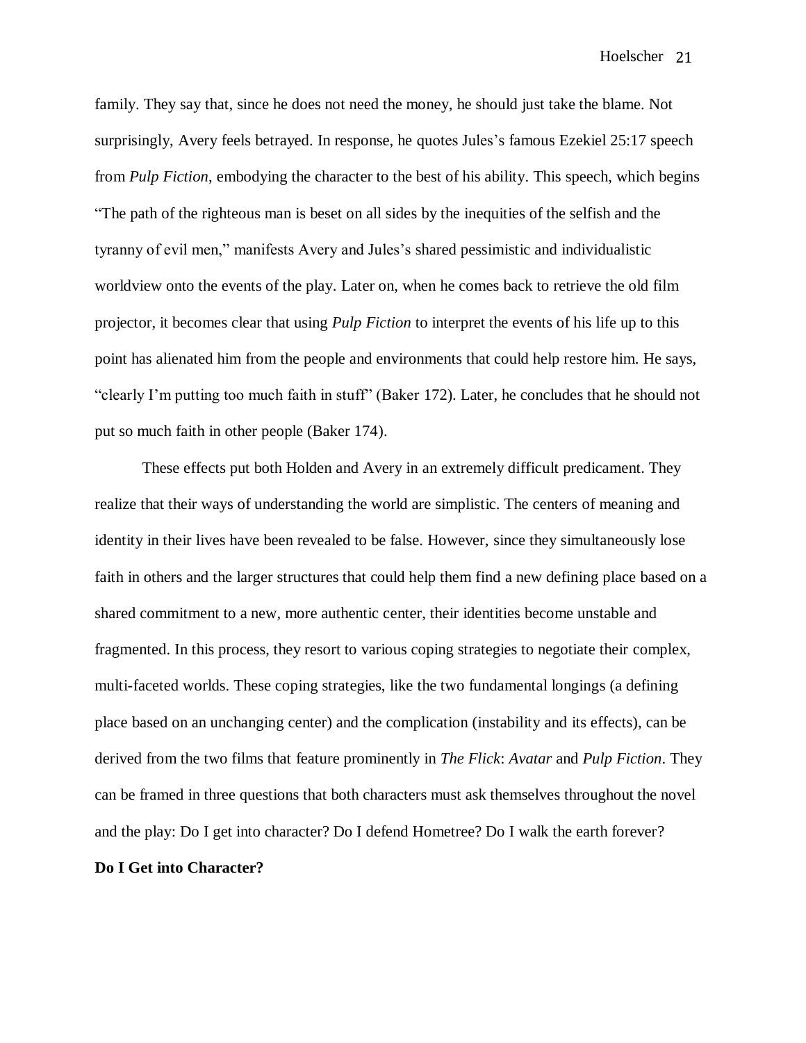family. They say that, since he does not need the money, he should just take the blame. Not surprisingly, Avery feels betrayed. In response, he quotes Jules's famous Ezekiel 25:17 speech from *Pulp Fiction*, embodying the character to the best of his ability. This speech, which begins "The path of the righteous man is beset on all sides by the inequities of the selfish and the tyranny of evil men," manifests Avery and Jules's shared pessimistic and individualistic worldview onto the events of the play. Later on, when he comes back to retrieve the old film projector, it becomes clear that using *Pulp Fiction* to interpret the events of his life up to this point has alienated him from the people and environments that could help restore him. He says, "clearly I'm putting too much faith in stuff" (Baker 172). Later, he concludes that he should not put so much faith in other people (Baker 174).

These effects put both Holden and Avery in an extremely difficult predicament. They realize that their ways of understanding the world are simplistic. The centers of meaning and identity in their lives have been revealed to be false. However, since they simultaneously lose faith in others and the larger structures that could help them find a new defining place based on a shared commitment to a new, more authentic center, their identities become unstable and fragmented. In this process, they resort to various coping strategies to negotiate their complex, multi-faceted worlds. These coping strategies, like the two fundamental longings (a defining place based on an unchanging center) and the complication (instability and its effects), can be derived from the two films that feature prominently in *The Flick*: *Avatar* and *Pulp Fiction*. They can be framed in three questions that both characters must ask themselves throughout the novel and the play: Do I get into character? Do I defend Hometree? Do I walk the earth forever?

**Do I Get into Character?**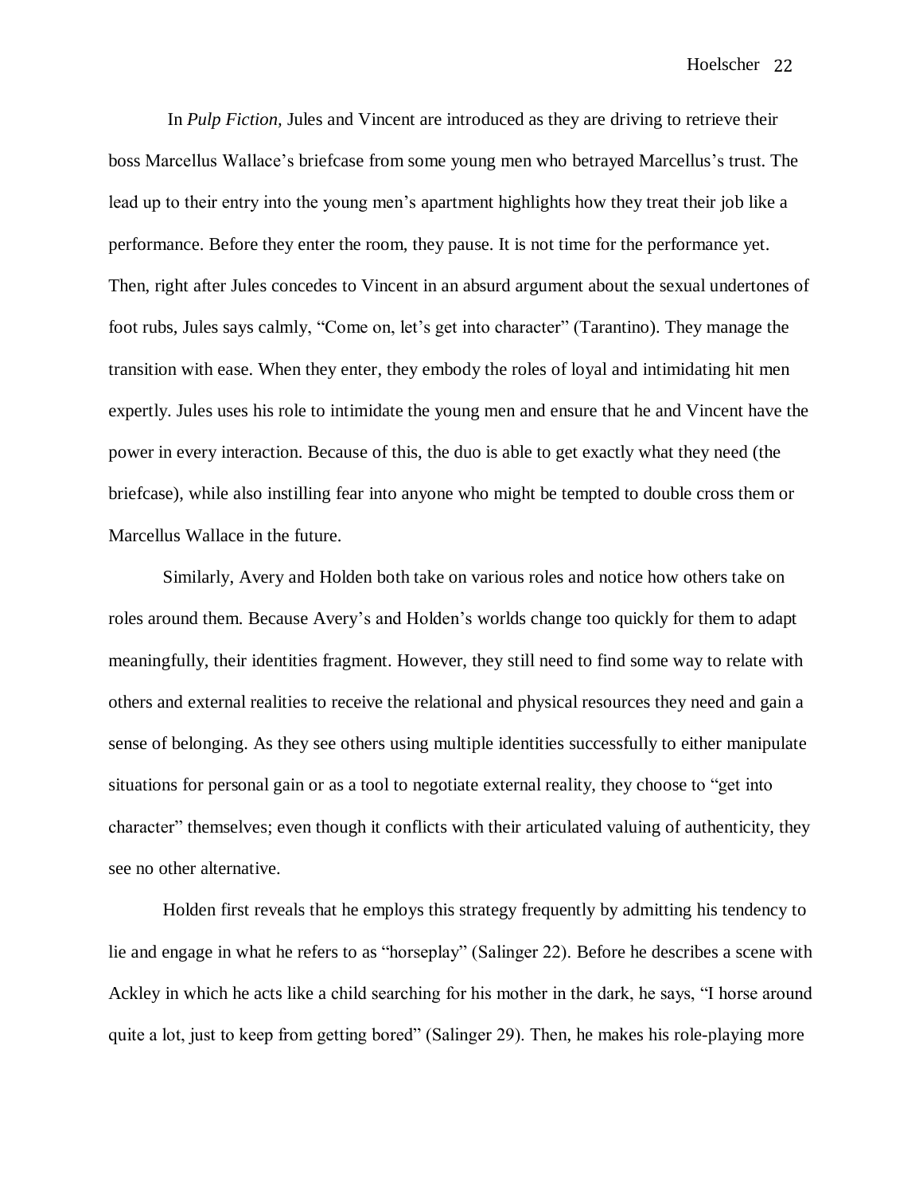In *Pulp Fiction,* Jules and Vincent are introduced as they are driving to retrieve their boss Marcellus Wallace's briefcase from some young men who betrayed Marcellus's trust. The lead up to their entry into the young men's apartment highlights how they treat their job like a performance. Before they enter the room, they pause. It is not time for the performance yet. Then, right after Jules concedes to Vincent in an absurd argument about the sexual undertones of foot rubs, Jules says calmly, "Come on, let's get into character" (Tarantino). They manage the transition with ease. When they enter, they embody the roles of loyal and intimidating hit men expertly. Jules uses his role to intimidate the young men and ensure that he and Vincent have the power in every interaction. Because of this, the duo is able to get exactly what they need (the briefcase), while also instilling fear into anyone who might be tempted to double cross them or Marcellus Wallace in the future.

Similarly, Avery and Holden both take on various roles and notice how others take on roles around them. Because Avery's and Holden's worlds change too quickly for them to adapt meaningfully, their identities fragment. However, they still need to find some way to relate with others and external realities to receive the relational and physical resources they need and gain a sense of belonging. As they see others using multiple identities successfully to either manipulate situations for personal gain or as a tool to negotiate external reality, they choose to "get into character" themselves; even though it conflicts with their articulated valuing of authenticity, they see no other alternative.

Holden first reveals that he employs this strategy frequently by admitting his tendency to lie and engage in what he refers to as "horseplay" (Salinger 22). Before he describes a scene with Ackley in which he acts like a child searching for his mother in the dark, he says, "I horse around quite a lot, just to keep from getting bored" (Salinger 29). Then, he makes his role-playing more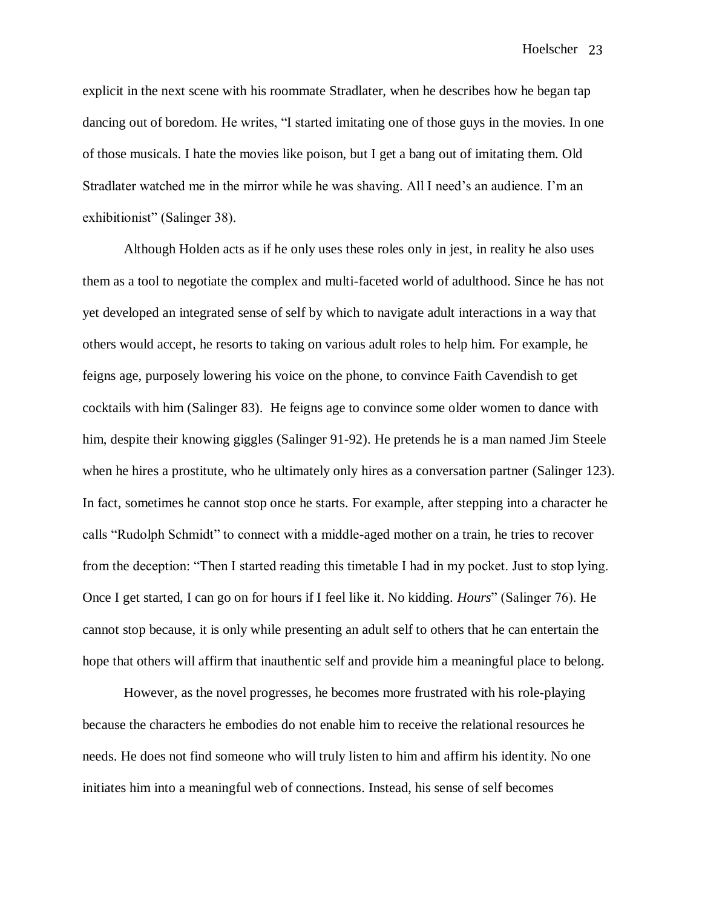explicit in the next scene with his roommate Stradlater, when he describes how he began tap dancing out of boredom. He writes, "I started imitating one of those guys in the movies. In one of those musicals. I hate the movies like poison, but I get a bang out of imitating them. Old Stradlater watched me in the mirror while he was shaving. All I need's an audience. I'm an exhibitionist" (Salinger 38).

Although Holden acts as if he only uses these roles only in jest, in reality he also uses them as a tool to negotiate the complex and multi-faceted world of adulthood. Since he has not yet developed an integrated sense of self by which to navigate adult interactions in a way that others would accept, he resorts to taking on various adult roles to help him. For example, he feigns age, purposely lowering his voice on the phone, to convince Faith Cavendish to get cocktails with him (Salinger 83). He feigns age to convince some older women to dance with him, despite their knowing giggles (Salinger 91-92). He pretends he is a man named Jim Steele when he hires a prostitute, who he ultimately only hires as a conversation partner (Salinger 123). In fact, sometimes he cannot stop once he starts. For example, after stepping into a character he calls "Rudolph Schmidt" to connect with a middle-aged mother on a train, he tries to recover from the deception: "Then I started reading this timetable I had in my pocket. Just to stop lying. Once I get started, I can go on for hours if I feel like it. No kidding. *Hours*" (Salinger 76). He cannot stop because, it is only while presenting an adult self to others that he can entertain the hope that others will affirm that inauthentic self and provide him a meaningful place to belong.

However, as the novel progresses, he becomes more frustrated with his role-playing because the characters he embodies do not enable him to receive the relational resources he needs. He does not find someone who will truly listen to him and affirm his identity. No one initiates him into a meaningful web of connections. Instead, his sense of self becomes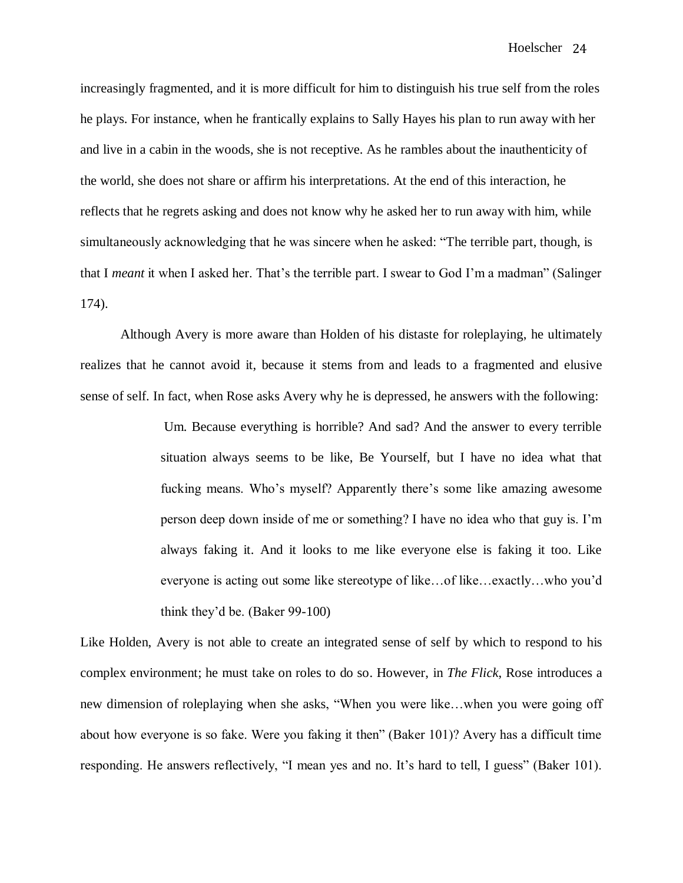increasingly fragmented, and it is more difficult for him to distinguish his true self from the roles he plays. For instance, when he frantically explains to Sally Hayes his plan to run away with her and live in a cabin in the woods, she is not receptive. As he rambles about the inauthenticity of the world, she does not share or affirm his interpretations. At the end of this interaction, he reflects that he regrets asking and does not know why he asked her to run away with him, while simultaneously acknowledging that he was sincere when he asked: "The terrible part, though, is that I *meant* it when I asked her. That's the terrible part. I swear to God I'm a madman" (Salinger 174).

Although Avery is more aware than Holden of his distaste for roleplaying, he ultimately realizes that he cannot avoid it, because it stems from and leads to a fragmented and elusive sense of self. In fact, when Rose asks Avery why he is depressed, he answers with the following:

> Um. Because everything is horrible? And sad? And the answer to every terrible situation always seems to be like, Be Yourself, but I have no idea what that fucking means. Who's myself? Apparently there's some like amazing awesome person deep down inside of me or something? I have no idea who that guy is. I'm always faking it. And it looks to me like everyone else is faking it too. Like everyone is acting out some like stereotype of like…of like…exactly…who you'd think they'd be. (Baker 99-100)

Like Holden, Avery is not able to create an integrated sense of self by which to respond to his complex environment; he must take on roles to do so. However, in *The Flick*, Rose introduces a new dimension of roleplaying when she asks, "When you were like…when you were going off about how everyone is so fake. Were you faking it then" (Baker 101)? Avery has a difficult time responding. He answers reflectively, "I mean yes and no. It's hard to tell, I guess" (Baker 101).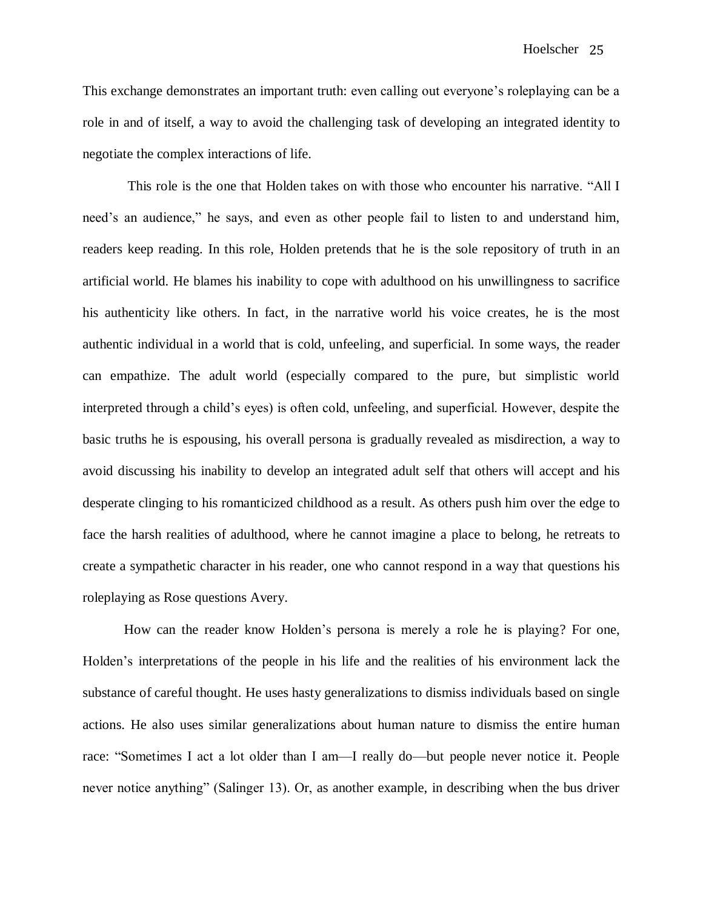This exchange demonstrates an important truth: even calling out everyone's roleplaying can be a role in and of itself, a way to avoid the challenging task of developing an integrated identity to negotiate the complex interactions of life.

This role is the one that Holden takes on with those who encounter his narrative. "All I need's an audience," he says, and even as other people fail to listen to and understand him, readers keep reading. In this role, Holden pretends that he is the sole repository of truth in an artificial world. He blames his inability to cope with adulthood on his unwillingness to sacrifice his authenticity like others. In fact, in the narrative world his voice creates, he is the most authentic individual in a world that is cold, unfeeling, and superficial. In some ways, the reader can empathize. The adult world (especially compared to the pure, but simplistic world interpreted through a child's eyes) is often cold, unfeeling, and superficial. However, despite the basic truths he is espousing, his overall persona is gradually revealed as misdirection, a way to avoid discussing his inability to develop an integrated adult self that others will accept and his desperate clinging to his romanticized childhood as a result. As others push him over the edge to face the harsh realities of adulthood, where he cannot imagine a place to belong, he retreats to create a sympathetic character in his reader, one who cannot respond in a way that questions his roleplaying as Rose questions Avery.

How can the reader know Holden's persona is merely a role he is playing? For one, Holden's interpretations of the people in his life and the realities of his environment lack the substance of careful thought. He uses hasty generalizations to dismiss individuals based on single actions. He also uses similar generalizations about human nature to dismiss the entire human race: "Sometimes I act a lot older than I am—I really do—but people never notice it. People never notice anything" (Salinger 13). Or, as another example, in describing when the bus driver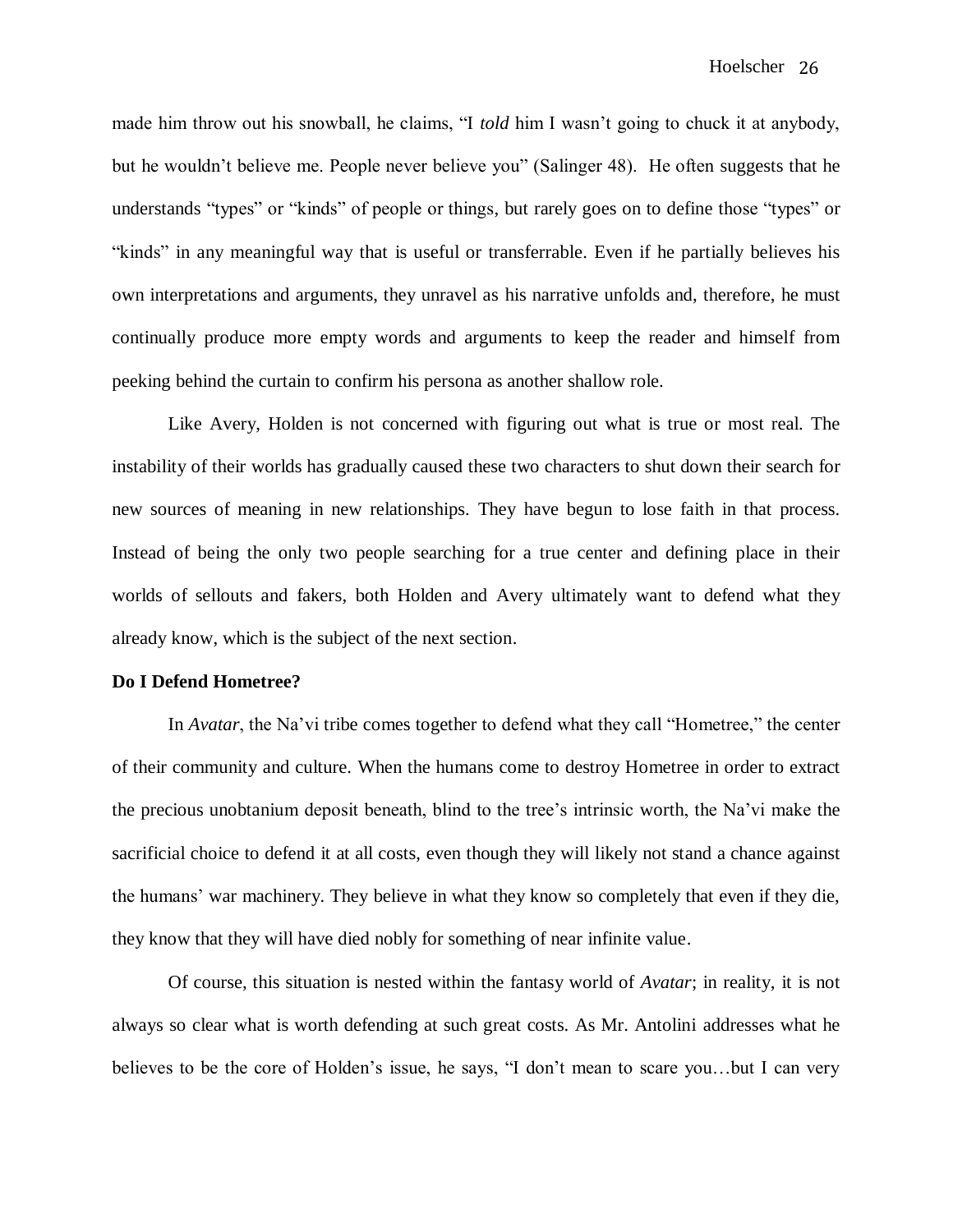made him throw out his snowball, he claims, "I *told* him I wasn't going to chuck it at anybody, but he wouldn't believe me. People never believe you" (Salinger 48). He often suggests that he understands "types" or "kinds" of people or things, but rarely goes on to define those "types" or "kinds" in any meaningful way that is useful or transferrable. Even if he partially believes his own interpretations and arguments, they unravel as his narrative unfolds and, therefore, he must continually produce more empty words and arguments to keep the reader and himself from peeking behind the curtain to confirm his persona as another shallow role.

Like Avery, Holden is not concerned with figuring out what is true or most real. The instability of their worlds has gradually caused these two characters to shut down their search for new sources of meaning in new relationships. They have begun to lose faith in that process. Instead of being the only two people searching for a true center and defining place in their worlds of sellouts and fakers, both Holden and Avery ultimately want to defend what they already know, which is the subject of the next section.

**Do I Defend Hometree?**

In *Avatar*, the Na'vi tribe comes together to defend what they call "Hometree," the center of their community and culture. When the humans come to destroy Hometree in order to extract the precious unobtanium deposit beneath, blind to the tree's intrinsic worth, the Na'vi make the sacrificial choice to defend it at all costs, even though they will likely not stand a chance against the humans' war machinery. They believe in what they know so completely that even if they die, they know that they will have died nobly for something of near infinite value.

Of course, this situation is nested within the fantasy world of *Avatar*; in reality, it is not always so clear what is worth defending at such great costs. As Mr. Antolini addresses what he believes to be the core of Holden's issue, he says, "I don't mean to scare you…but I can very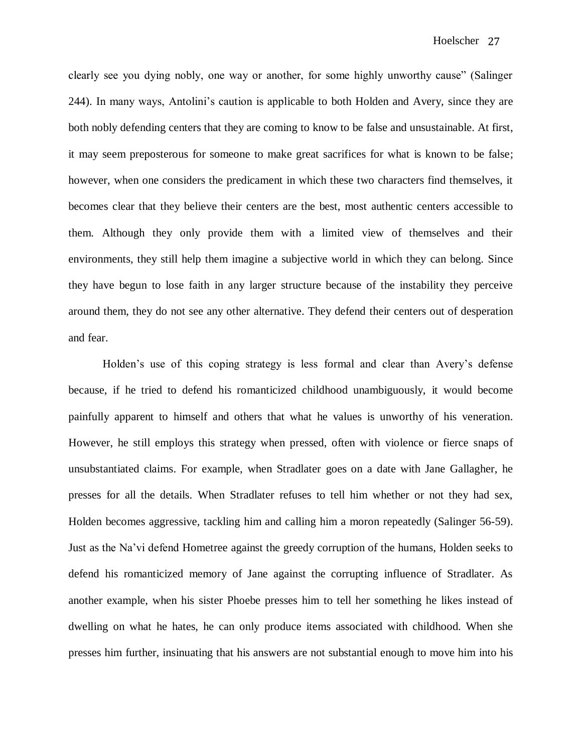clearly see you dying nobly, one way or another, for some highly unworthy cause" (Salinger 244). In many ways, Antolini's caution is applicable to both Holden and Avery, since they are both nobly defending centers that they are coming to know to be false and unsustainable. At first, it may seem preposterous for someone to make great sacrifices for what is known to be false; however, when one considers the predicament in which these two characters find themselves, it becomes clear that they believe their centers are the best, most authentic centers accessible to them. Although they only provide them with a limited view of themselves and their environments, they still help them imagine a subjective world in which they can belong. Since they have begun to lose faith in any larger structure because of the instability they perceive around them, they do not see any other alternative. They defend their centers out of desperation and fear.

Holden's use of this coping strategy is less formal and clear than Avery's defense because, if he tried to defend his romanticized childhood unambiguously, it would become painfully apparent to himself and others that what he values is unworthy of his veneration. However, he still employs this strategy when pressed, often with violence or fierce snaps of unsubstantiated claims. For example, when Stradlater goes on a date with Jane Gallagher, he presses for all the details. When Stradlater refuses to tell him whether or not they had sex, Holden becomes aggressive, tackling him and calling him a moron repeatedly (Salinger 56-59). Just as the Na'vi defend Hometree against the greedy corruption of the humans, Holden seeks to defend his romanticized memory of Jane against the corrupting influence of Stradlater. As another example, when his sister Phoebe presses him to tell her something he likes instead of dwelling on what he hates, he can only produce items associated with childhood. When she presses him further, insinuating that his answers are not substantial enough to move him into his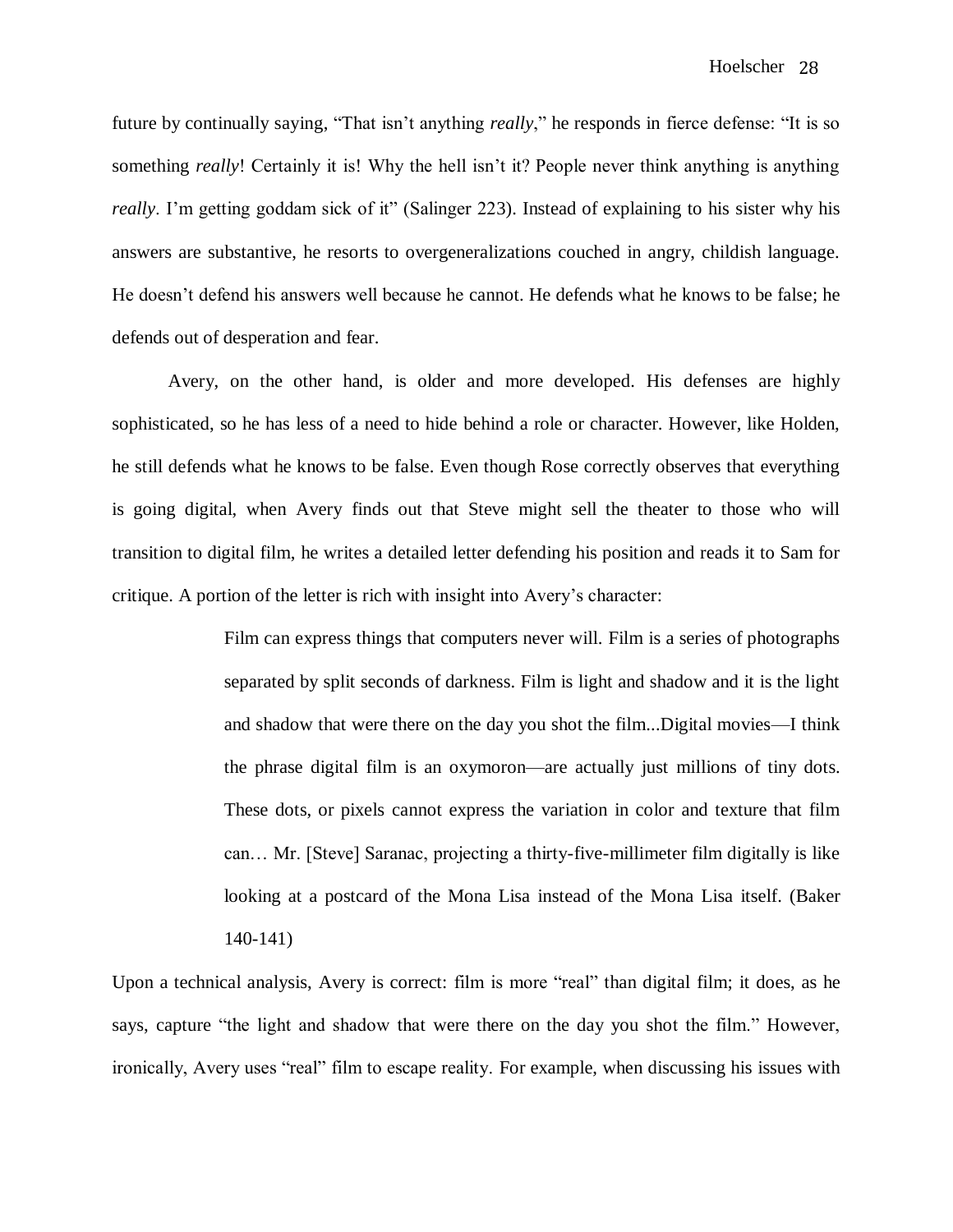future by continually saying, "That isn't anything *really*," he responds in fierce defense: "It is so something *really*! Certainly it is! Why the hell isn't it? People never think anything is anything *really*. I'm getting goddam sick of it" (Salinger 223). Instead of explaining to his sister why his answers are substantive, he resorts to overgeneralizations couched in angry, childish language. He doesn't defend his answers well because he cannot. He defends what he knows to be false; he defends out of desperation and fear.

Avery, on the other hand, is older and more developed. His defenses are highly sophisticated, so he has less of a need to hide behind a role or character. However, like Holden, he still defends what he knows to be false. Even though Rose correctly observes that everything is going digital, when Avery finds out that Steve might sell the theater to those who will transition to digital film, he writes a detailed letter defending his position and reads it to Sam for critique. A portion of the letter is rich with insight into Avery's character:

> Film can express things that computers never will. Film is a series of photographs separated by split seconds of darkness. Film is light and shadow and it is the light and shadow that were there on the day you shot the film...Digital movies—I think the phrase digital film is an oxymoron—are actually just millions of tiny dots. These dots, or pixels cannot express the variation in color and texture that film can… Mr. [Steve] Saranac, projecting a thirty-five-millimeter film digitally is like looking at a postcard of the Mona Lisa instead of the Mona Lisa itself. (Baker 140-141)

Upon a technical analysis, Avery is correct: film is more "real" than digital film; it does, as he says, capture "the light and shadow that were there on the day you shot the film." However, ironically, Avery uses "real" film to escape reality. For example, when discussing his issues with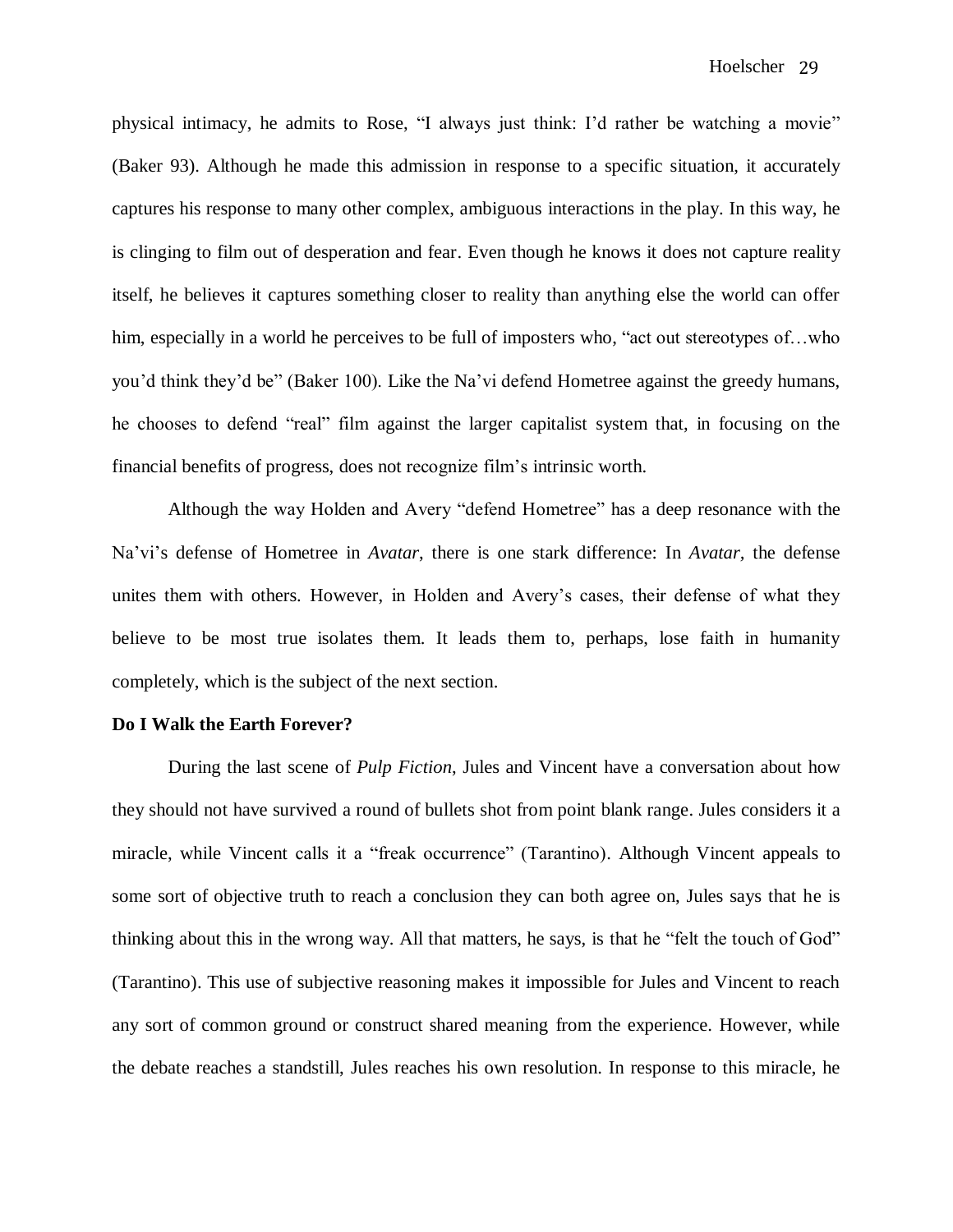physical intimacy, he admits to Rose, "I always just think: I'd rather be watching a movie" (Baker 93). Although he made this admission in response to a specific situation, it accurately captures his response to many other complex, ambiguous interactions in the play. In this way, he is clinging to film out of desperation and fear. Even though he knows it does not capture reality itself, he believes it captures something closer to reality than anything else the world can offer him, especially in a world he perceives to be full of imposters who, "act out stereotypes of…who you'd think they'd be" (Baker 100). Like the Na'vi defend Hometree against the greedy humans, he chooses to defend "real" film against the larger capitalist system that, in focusing on the financial benefits of progress, does not recognize film's intrinsic worth.

Although the way Holden and Avery "defend Hometree" has a deep resonance with the Na'vi's defense of Hometree in *Avatar*, there is one stark difference: In *Avatar*, the defense unites them with others. However, in Holden and Avery's cases, their defense of what they believe to be most true isolates them. It leads them to, perhaps, lose faith in humanity completely, which is the subject of the next section.

**Do I Walk the Earth Forever?**

During the last scene of *Pulp Fiction*, Jules and Vincent have a conversation about how they should not have survived a round of bullets shot from point blank range. Jules considers it a miracle, while Vincent calls it a "freak occurrence" (Tarantino). Although Vincent appeals to some sort of objective truth to reach a conclusion they can both agree on, Jules says that he is thinking about this in the wrong way. All that matters, he says, is that he "felt the touch of God" (Tarantino). This use of subjective reasoning makes it impossible for Jules and Vincent to reach any sort of common ground or construct shared meaning from the experience. However, while the debate reaches a standstill, Jules reaches his own resolution. In response to this miracle, he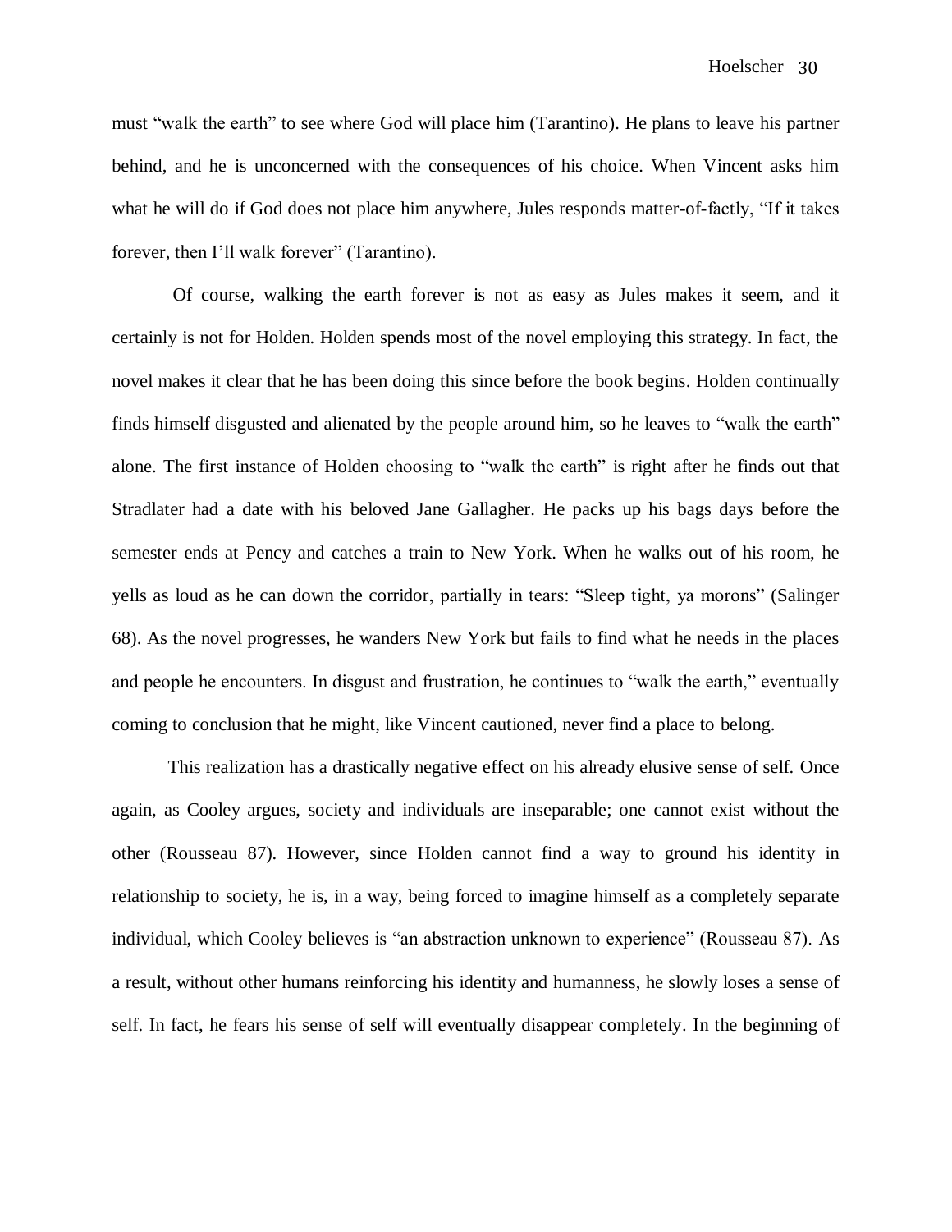must "walk the earth" to see where God will place him (Tarantino). He plans to leave his partner behind, and he is unconcerned with the consequences of his choice. When Vincent asks him what he will do if God does not place him anywhere, Jules responds matter-of-factly, "If it takes forever, then I'll walk forever" (Tarantino).

Of course, walking the earth forever is not as easy as Jules makes it seem, and it certainly is not for Holden. Holden spends most of the novel employing this strategy. In fact, the novel makes it clear that he has been doing this since before the book begins. Holden continually finds himself disgusted and alienated by the people around him, so he leaves to "walk the earth" alone. The first instance of Holden choosing to "walk the earth" is right after he finds out that Stradlater had a date with his beloved Jane Gallagher. He packs up his bags days before the semester ends at Pency and catches a train to New York. When he walks out of his room, he yells as loud as he can down the corridor, partially in tears: "Sleep tight, ya morons" (Salinger 68). As the novel progresses, he wanders New York but fails to find what he needs in the places and people he encounters. In disgust and frustration, he continues to "walk the earth," eventually coming to conclusion that he might, like Vincent cautioned, never find a place to belong.

This realization has a drastically negative effect on his already elusive sense of self. Once again, as Cooley argues, society and individuals are inseparable; one cannot exist without the other (Rousseau 87). However, since Holden cannot find a way to ground his identity in relationship to society, he is, in a way, being forced to imagine himself as a completely separate individual, which Cooley believes is "an abstraction unknown to experience" (Rousseau 87). As a result, without other humans reinforcing his identity and humanness, he slowly loses a sense of self. In fact, he fears his sense of self will eventually disappear completely. In the beginning of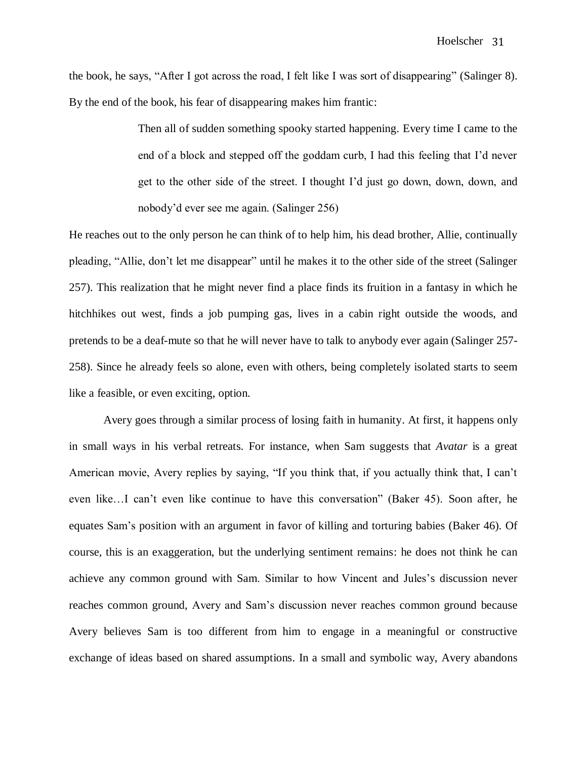the book, he says, "After I got across the road, I felt like I was sort of disappearing" (Salinger 8). By the end of the book, his fear of disappearing makes him frantic:

> Then all of sudden something spooky started happening. Every time I came to the end of a block and stepped off the goddam curb, I had this feeling that I'd never get to the other side of the street. I thought I'd just go down, down, down, and nobody'd ever see me again. (Salinger 256)

He reaches out to the only person he can think of to help him, his dead brother, Allie, continually pleading, "Allie, don't let me disappear" until he makes it to the other side of the street (Salinger 257). This realization that he might never find a place finds its fruition in a fantasy in which he hitchhikes out west, finds a job pumping gas, lives in a cabin right outside the woods, and pretends to be a deaf-mute so that he will never have to talk to anybody ever again (Salinger 257-258). Since he already feels so alone, even with others, being completely isolated starts to seem like a feasible, or even exciting, option.

Avery goes through a similar process of losing faith in humanity. At first, it happens only in small ways in his verbal retreats. For instance, when Sam suggests that *Avatar* is a great American movie, Avery replies by saying, "If you think that, if you actually think that, I can't even like…I can't even like continue to have this conversation" (Baker 45). Soon after, he equates Sam's position with an argument in favor of killing and torturing babies (Baker 46). Of course, this is an exaggeration, but the underlying sentiment remains: he does not think he can achieve any common ground with Sam. Similar to how Vincent and Jules's discussion never reaches common ground, Avery and Sam's discussion never reaches common ground because Avery believes Sam is too different from him to engage in a meaningful or constructive exchange of ideas based on shared assumptions. In a small and symbolic way, Avery abandons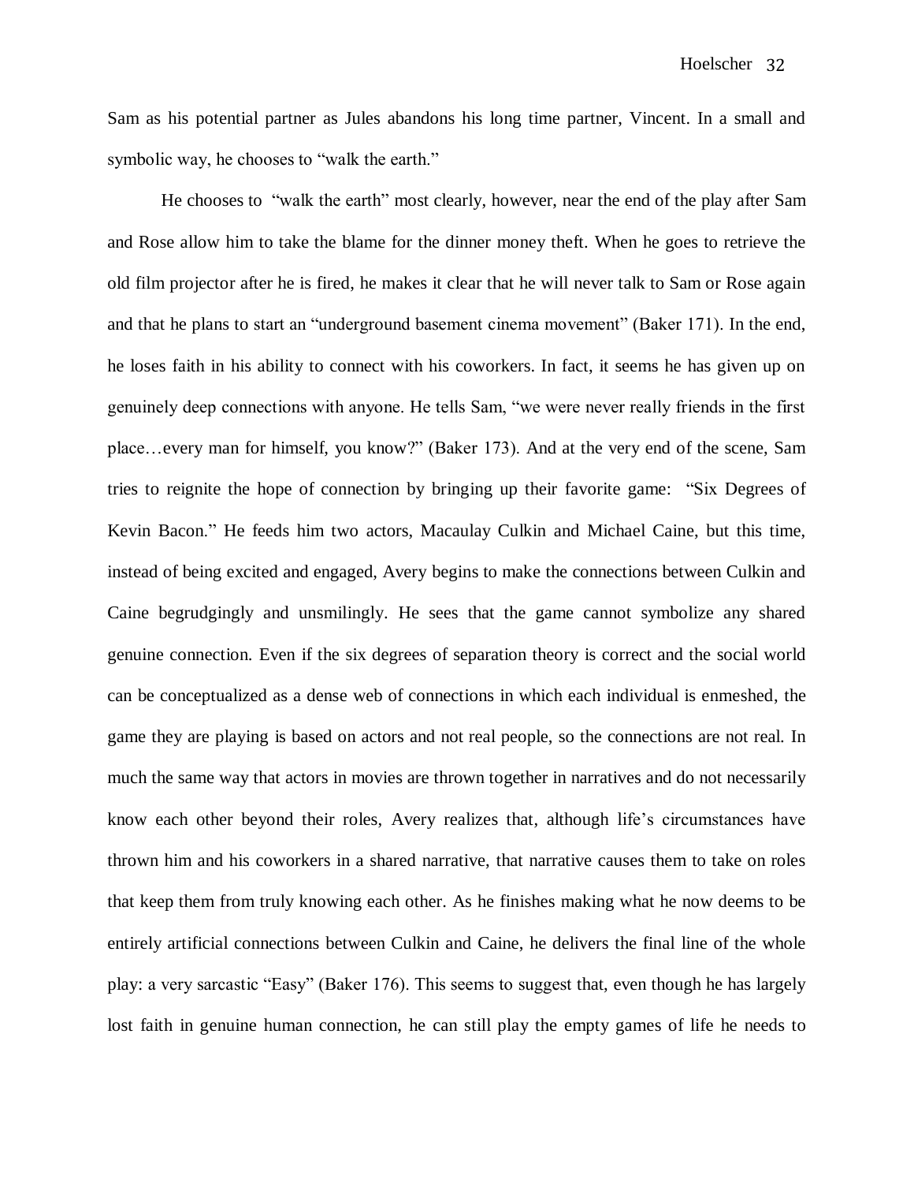Sam as his potential partner as Jules abandons his long time partner, Vincent. In a small and symbolic way, he chooses to "walk the earth."

He chooses to "walk the earth" most clearly, however, near the end of the play after Sam and Rose allow him to take the blame for the dinner money theft. When he goes to retrieve the old film projector after he is fired, he makes it clear that he will never talk to Sam or Rose again and that he plans to start an "underground basement cinema movement" (Baker 171). In the end, he loses faith in his ability to connect with his coworkers. In fact, it seems he has given up on genuinely deep connections with anyone. He tells Sam, "we were never really friends in the first place…every man for himself, you know?" (Baker 173). And at the very end of the scene, Sam tries to reignite the hope of connection by bringing up their favorite game: "Six Degrees of Kevin Bacon." He feeds him two actors, Macaulay Culkin and Michael Caine, but this time, instead of being excited and engaged, Avery begins to make the connections between Culkin and Caine begrudgingly and unsmilingly. He sees that the game cannot symbolize any shared genuine connection. Even if the six degrees of separation theory is correct and the social world can be conceptualized as a dense web of connections in which each individual is enmeshed, the game they are playing is based on actors and not real people, so the connections are not real. In much the same way that actors in movies are thrown together in narratives and do not necessarily know each other beyond their roles, Avery realizes that, although life's circumstances have thrown him and his coworkers in a shared narrative, that narrative causes them to take on roles that keep them from truly knowing each other. As he finishes making what he now deems to be entirely artificial connections between Culkin and Caine, he delivers the final line of the whole play: a very sarcastic "Easy" (Baker 176). This seems to suggest that, even though he has largely lost faith in genuine human connection, he can still play the empty games of life he needs to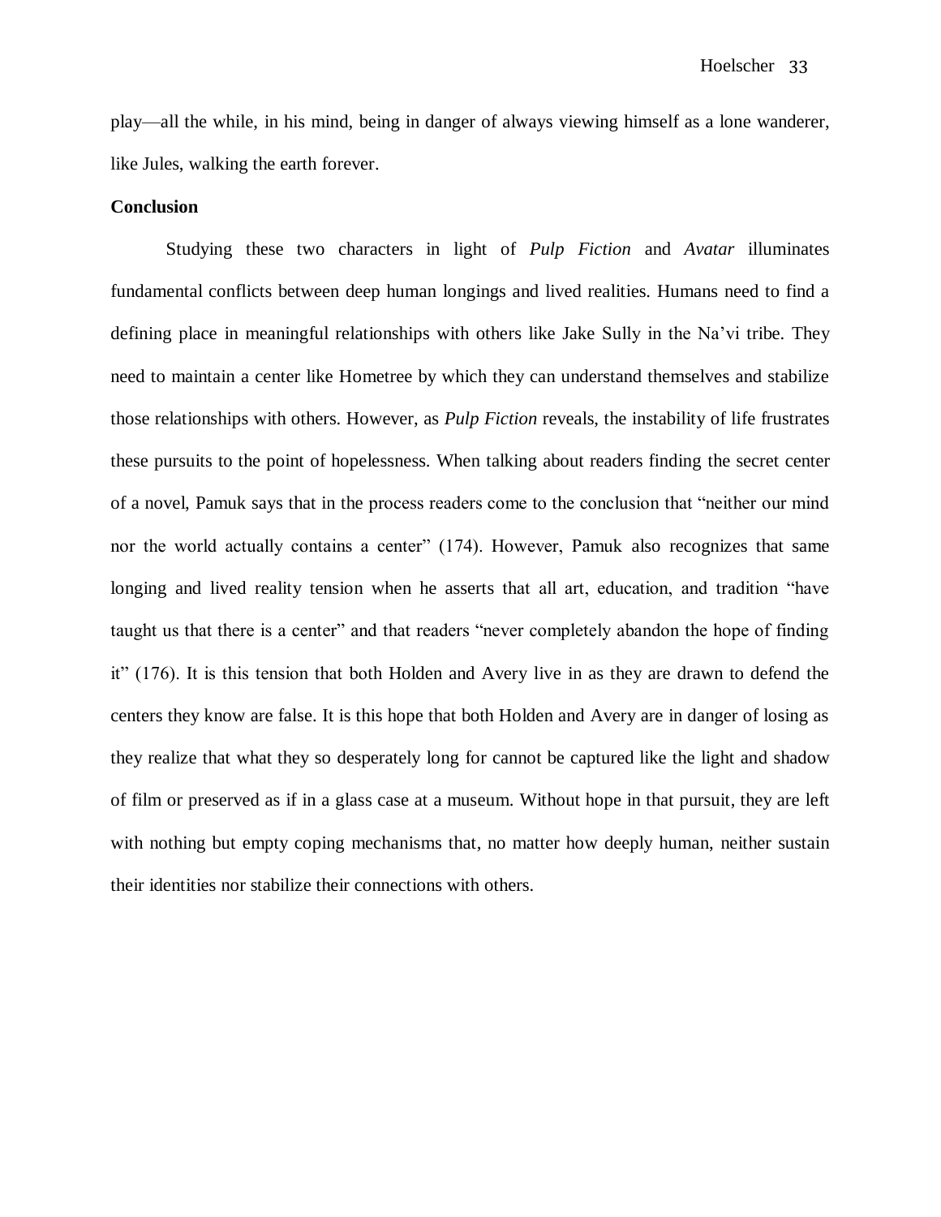play—all the while, in his mind, being in danger of always viewing himself as a lone wanderer, like Jules, walking the earth forever.

**Conclusion**

Studying these two characters in light of *Pulp Fiction* and *Avatar* illuminates fundamental conflicts between deep human longings and lived realities. Humans need to find a defining place in meaningful relationships with others like Jake Sully in the Na'vi tribe. They need to maintain a center like Hometree by which they can understand themselves and stabilize those relationships with others. However, as *Pulp Fiction* reveals, the instability of life frustrates these pursuits to the point of hopelessness. When talking about readers finding the secret center of a novel, Pamuk says that in the process readers come to the conclusion that "neither our mind nor the world actually contains a center" (174). However, Pamuk also recognizes that same longing and lived reality tension when he asserts that all art, education, and tradition "have taught us that there is a center" and that readers "never completely abandon the hope of finding it" (176). It is this tension that both Holden and Avery live in as they are drawn to defend the centers they know are false. It is this hope that both Holden and Avery are in danger of losing as they realize that what they so desperately long for cannot be captured like the light and shadow of film or preserved as if in a glass case at a museum. Without hope in that pursuit, they are left with nothing but empty coping mechanisms that, no matter how deeply human, neither sustain their identities nor stabilize their connections with others.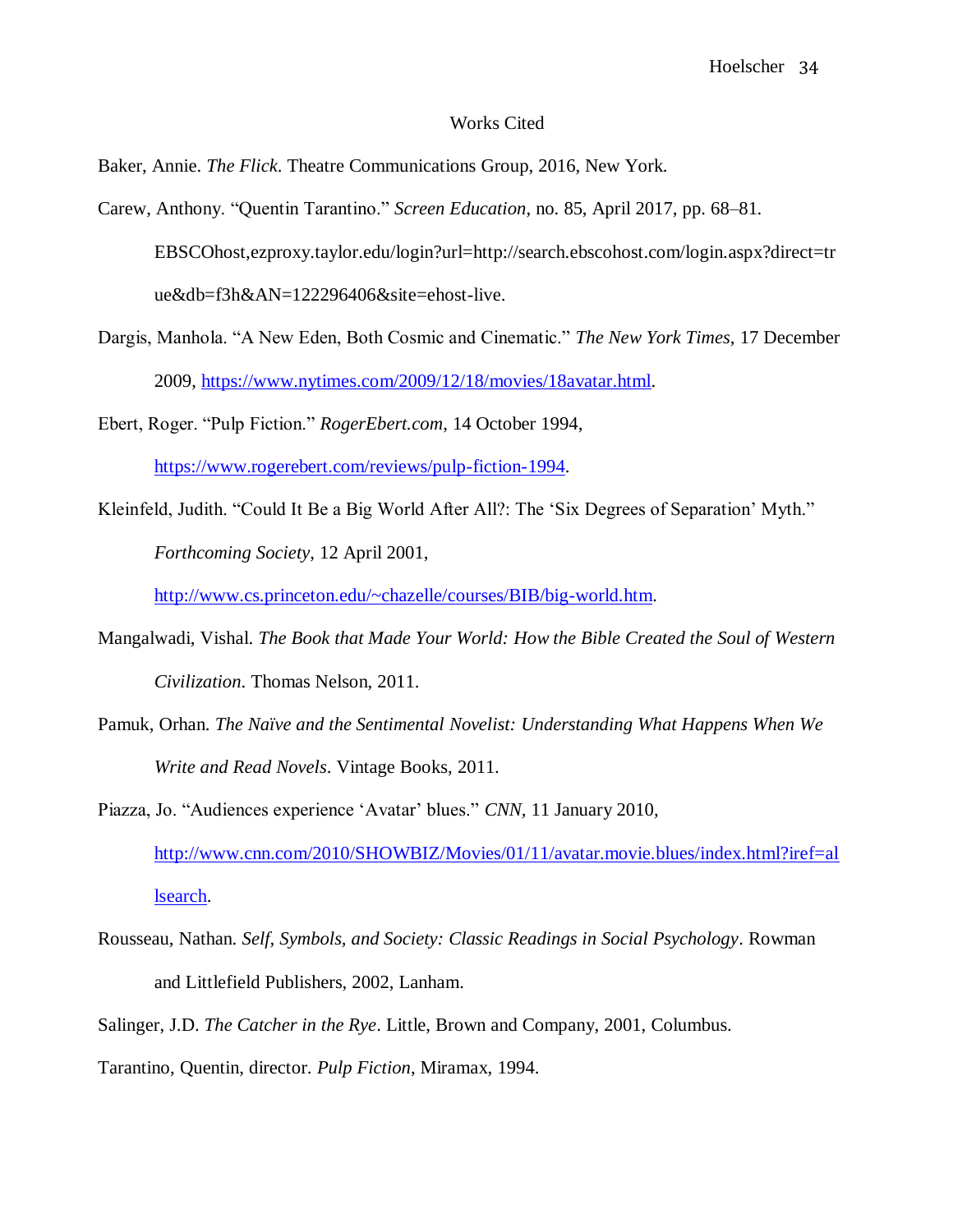# Works Cited

Baker, Annie. *The Flick*. Theatre Communications Group, 2016, New York.

Carew, Anthony. "Quentin Tarantino." *Screen Education*, no. 85, April 2017, pp. 68–81. EBSCOhost,ezproxy.taylor.edu/login?url=http://search.ebscohost.com/login.aspx?direct=true&db=f3h&AN=122296406&site=ehost-live.

Dargis, Manhola. "A New Eden, Both Cosmic and Cinematic." *The New York Times*, 17 December 2009, https://www.nytimes.com/2009/12/18/movies/18avatar.html.

Ebert, Roger. "Pulp Fiction." *RogerEbert.com*, 14 October 1994, https://www.rogerebert.com/reviews/pulp-fiction-1994.

Kleinfeld, Judith. "Could It Be a Big World After All?: The 'Six Degrees of Separation' Myth." *Forthcoming Society*, 12 April 2001, http://www.cs.princeton.edu/~chazelle/courses/BIB/big-world.htm.

Mangalwadi, Vishal. *The Book that Made Your World: How the Bible Created the Soul of Western Civilization*. Thomas Nelson, 2011.

Pamuk, Orhan. *The Naïve and the Sentimental Novelist: Understanding What Happens When We Write and Read Novels*. Vintage Books, 2011.

Piazza, Jo. "Audiences experience 'Avatar' blues." *CNN*, 11 January 2010, http://www.cnn.com/2010/SHOWBIZ/Movies/01/11/avatar.movie.blues/index.html?iref=allsearch.

Rousseau, Nathan. *Self, Symbols, and Society: Classic Readings in Social Psychology*. Rowman and Littlefield Publishers, 2002, Lanham.

Salinger, J.D. *The Catcher in the Rye*. Little, Brown and Company, 2001, Columbus.

Tarantino, Quentin, director. *Pulp Fiction*, Miramax, 1994.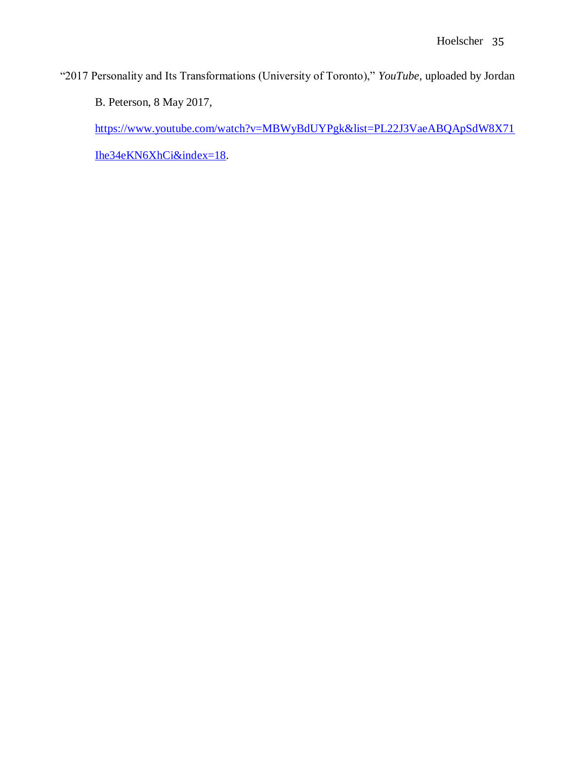"2017 Personality and Its Transformations (University of Toronto)," *YouTube*, uploaded by Jordan B. Peterson, 8 May 2017, https://www.youtube.com/watch?v=MBWyBdUYPgk&list=PL22J3VaeABQApSdW8X71Ihe34eKN6XhCi&index=18.